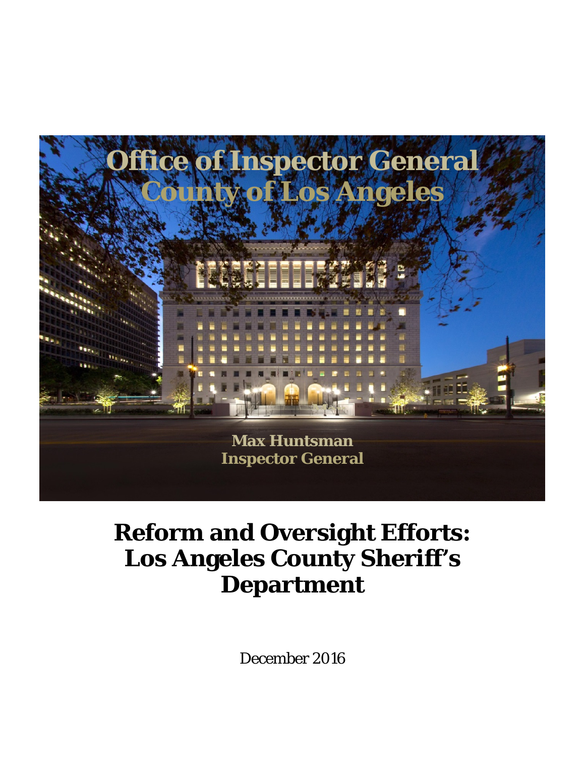# Office of Inspector General
# County of Los Angeles

**Max Huntsman**
**Inspector General**

# Reform and Oversight Efforts: Los Angeles County Sheriff's Department

December 2016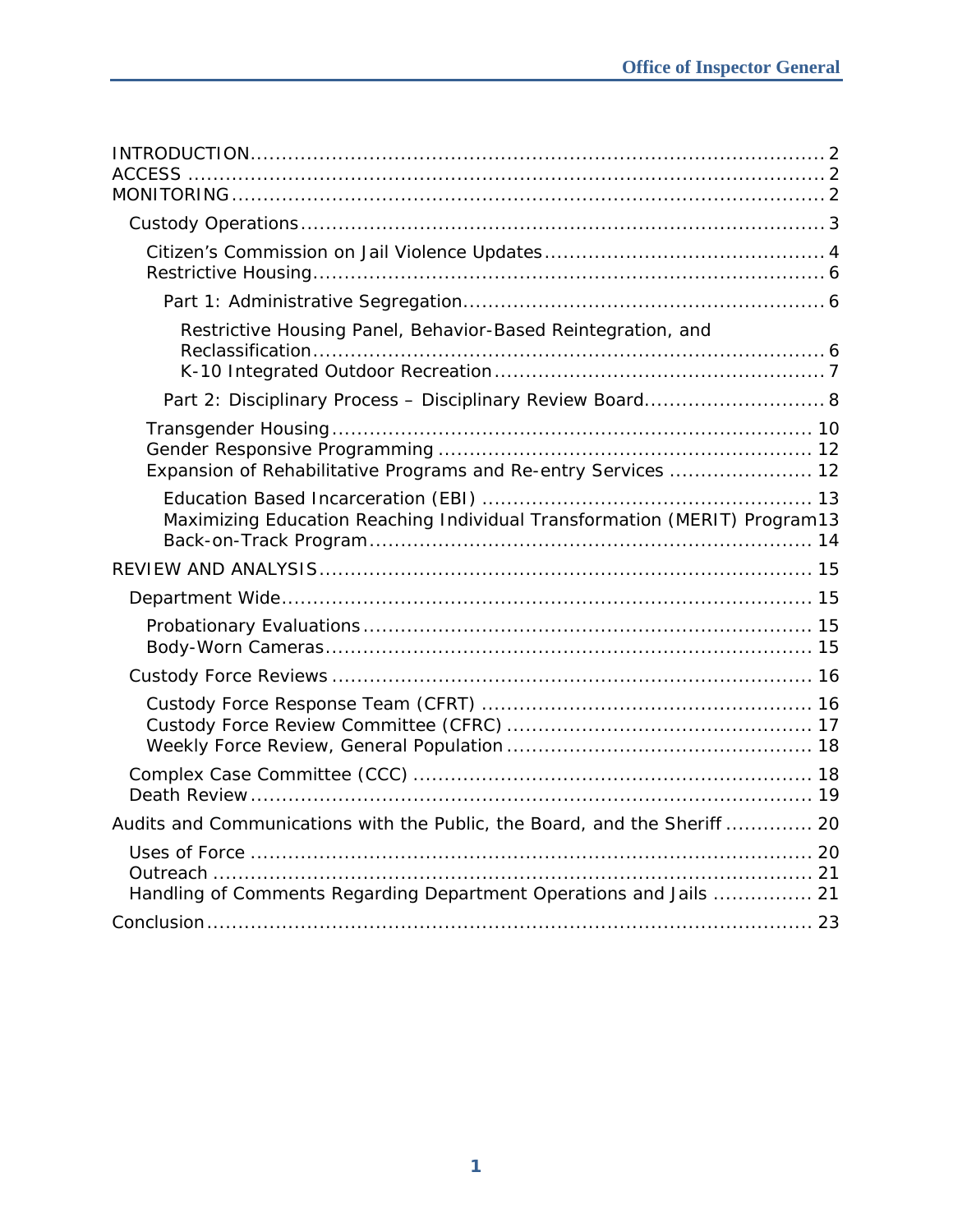- INTRODUCTION ........ 2
- ACCESS ........ 2
- MONITORING ........ 2
  - Custody Operations ........ 3
    - Citizen's Commission on Jail Violence Updates ........ 4
    - Restrictive Housing ........ 6
      - Part 1: Administrative Segregation ........ 6
        - Restrictive Housing Panel, Behavior-Based Reintegration, and Reclassification ........ 6
        - K-10 Integrated Outdoor Recreation ........ 7
      - Part 2: Disciplinary Process – Disciplinary Review Board ........ 8
    - Transgender Housing ........ 10
    - Gender Responsive Programming ........ 12
    - Expansion of Rehabilitative Programs and Re-entry Services ........ 12
      - Education Based Incarceration (EBI) ........ 13
      - Maximizing Education Reaching Individual Transformation (MERIT) Program ........ 13
      - Back-on-Track Program ........ 14
- REVIEW AND ANALYSIS ........ 15
  - Department Wide ........ 15
    - Probationary Evaluations ........ 15
    - Body-Worn Cameras ........ 15
  - Custody Force Reviews ........ 16
    - Custody Force Response Team (CFRT) ........ 16
    - Custody Force Review Committee (CFRC) ........ 17
    - Weekly Force Review, General Population ........ 18
  - Complex Case Committee (CCC) ........ 18
  - Death Review ........ 19
- Audits and Communications with the Public, the Board, and the Sheriff ........ 20
  - Uses of Force ........ 20
  - Outreach ........ 21
  - Handling of Comments Regarding Department Operations and Jails ........ 21
- Conclusion ........ 23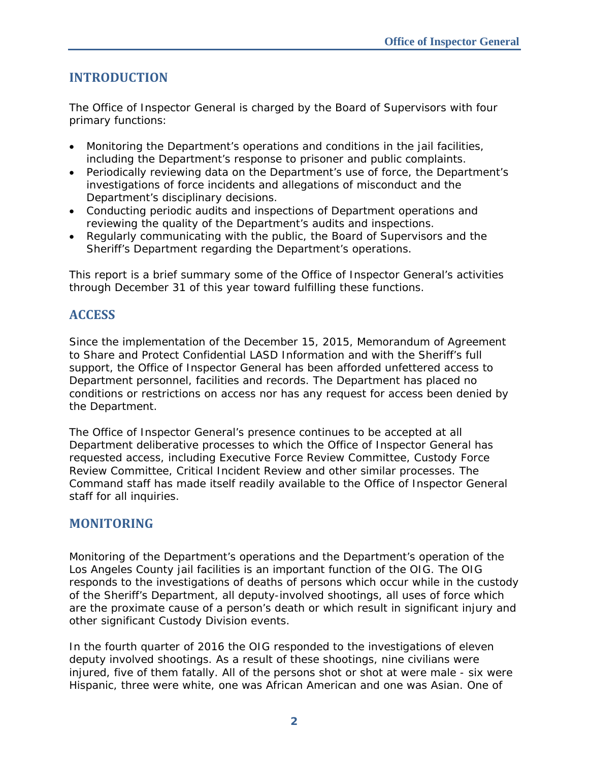## INTRODUCTION

The Office of Inspector General is charged by the Board of Supervisors with four primary functions:

- Monitoring the Department's operations and conditions in the jail facilities, including the Department's response to prisoner and public complaints.
- Periodically reviewing data on the Department's use of force, the Department's investigations of force incidents and allegations of misconduct and the Department's disciplinary decisions.
- Conducting periodic audits and inspections of Department operations and reviewing the quality of the Department's audits and inspections.
- Regularly communicating with the public, the Board of Supervisors and the Sheriff's Department regarding the Department's operations.

This report is a brief summary some of the Office of Inspector General's activities through December 31 of this year toward fulfilling these functions.

## ACCESS

Since the implementation of the December 15, 2015, Memorandum of Agreement to Share and Protect Confidential LASD Information and with the Sheriff's full support, the Office of Inspector General has been afforded unfettered access to Department personnel, facilities and records. The Department has placed no conditions or restrictions on access nor has any request for access been denied by the Department.

The Office of Inspector General's presence continues to be accepted at all Department deliberative processes to which the Office of Inspector General has requested access, including Executive Force Review Committee, Custody Force Review Committee, Critical Incident Review and other similar processes. The Command staff has made itself readily available to the Office of Inspector General staff for all inquiries.

## MONITORING

Monitoring of the Department's operations and the Department's operation of the Los Angeles County jail facilities is an important function of the OIG. The OIG responds to the investigations of deaths of persons which occur while in the custody of the Sheriff's Department, all deputy-involved shootings, all uses of force which are the proximate cause of a person's death or which result in significant injury and other significant Custody Division events.

In the fourth quarter of 2016 the OIG responded to the investigations of eleven deputy involved shootings. As a result of these shootings, nine civilians were injured, five of them fatally. All of the persons shot or shot at were male - six were Hispanic, three were white, one was African American and one was Asian. One of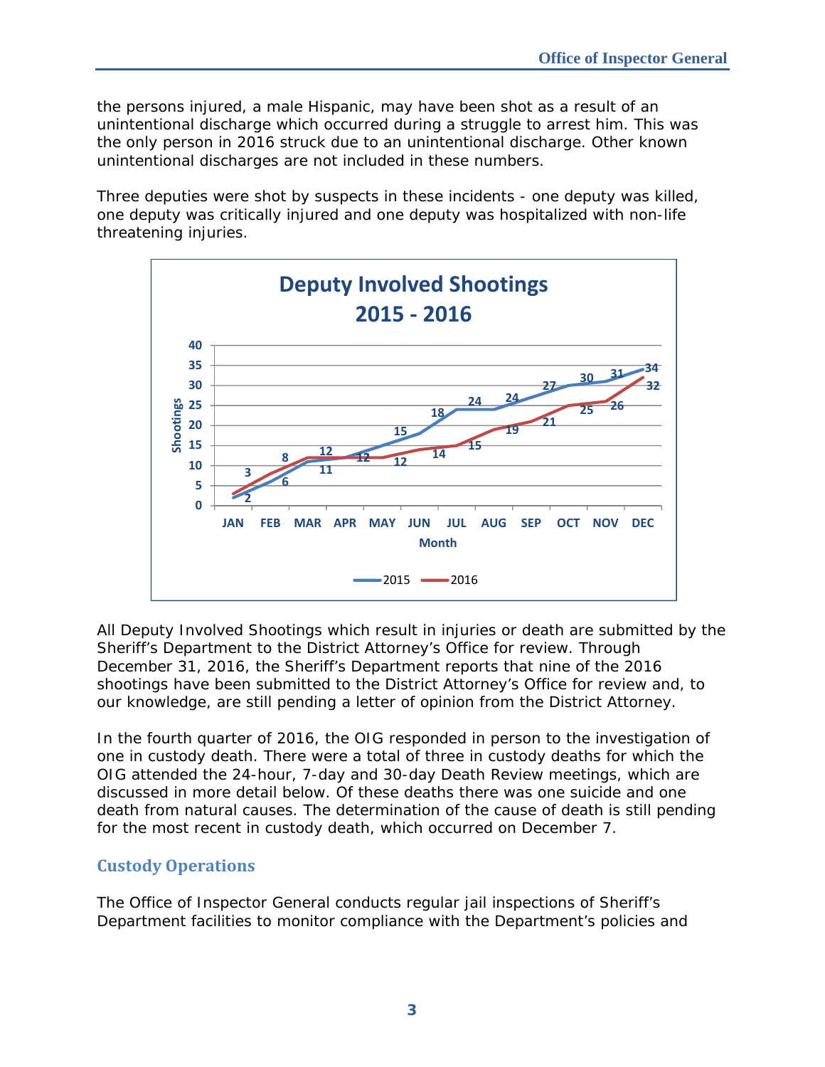the persons injured, a male Hispanic, may have been shot as a result of an unintentional discharge which occurred during a struggle to arrest him. This was the only person in 2016 struck due to an unintentional discharge. Other known unintentional discharges are not included in these numbers.

Three deputies were shot by suspects in these incidents - one deputy was killed, one deputy was critically injured and one deputy was hospitalized with non-life threatening injuries.

**Deputy Involved Shootings 2015 - 2016**

| Month | 2015 | 2016 |
| --- | --- | --- |
| JAN | 2 | 3 |
| FEB | 6 | 8 |
| MAR | 11 | 12 |
| APR | 12 | 12 |
| MAY | 15 | 12 |
| JUN | 18 | 14 |
| JUL | 24 | 15 |
| AUG | 24 | 19 |
| SEP | 27 | 21 |
| OCT | 30 | 25 |
| NOV | 31 | 26 |
| DEC | 34 | 32 |

All Deputy Involved Shootings which result in injuries or death are submitted by the Sheriff's Department to the District Attorney's Office for review. Through December 31, 2016, the Sheriff's Department reports that nine of the 2016 shootings have been submitted to the District Attorney's Office for review and, to our knowledge, are still pending a letter of opinion from the District Attorney.

In the fourth quarter of 2016, the OIG responded in person to the investigation of one in custody death. There were a total of three in custody deaths for which the OIG attended the 24-hour, 7-day and 30-day Death Review meetings, which are discussed in more detail below. Of these deaths there was one suicide and one death from natural causes. The determination of the cause of death is still pending for the most recent in custody death, which occurred on December 7.

## Custody Operations

The Office of Inspector General conducts regular jail inspections of Sheriff's Department facilities to monitor compliance with the Department's policies and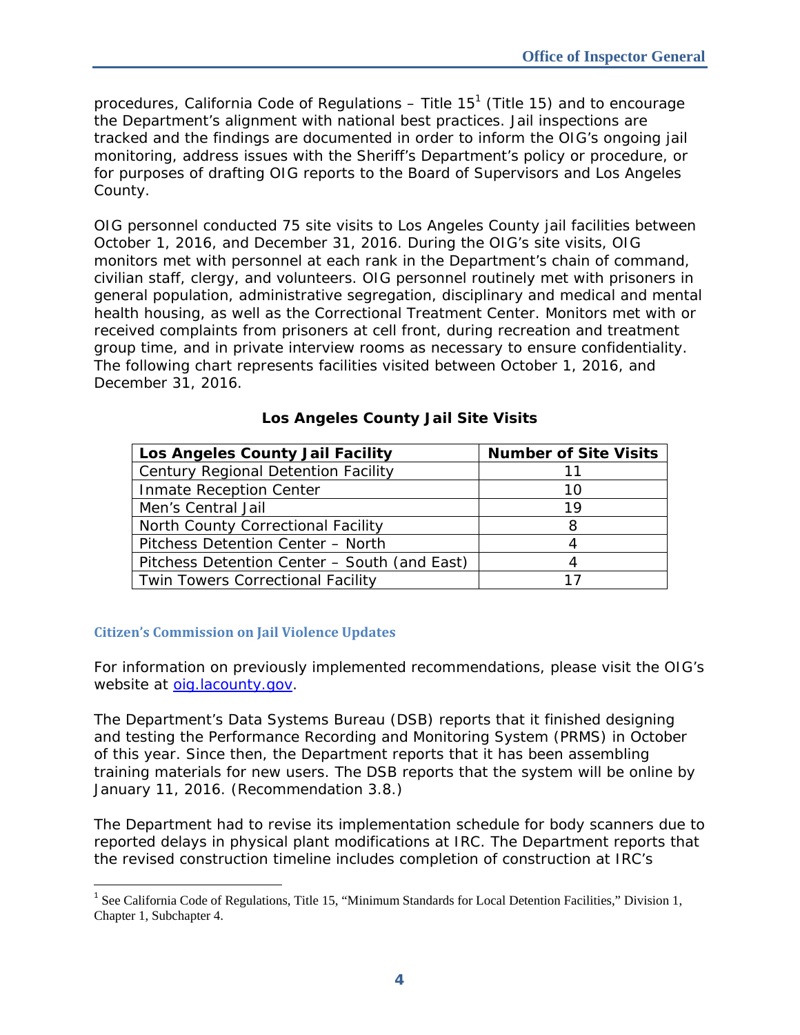procedures, California Code of Regulations – Title 15[1] (Title 15) and to encourage the Department's alignment with national best practices. Jail inspections are tracked and the findings are documented in order to inform the OIG's ongoing jail monitoring, address issues with the Sheriff's Department's policy or procedure, or for purposes of drafting OIG reports to the Board of Supervisors and Los Angeles County.

OIG personnel conducted 75 site visits to Los Angeles County jail facilities between October 1, 2016, and December 31, 2016. During the OIG's site visits, OIG monitors met with personnel at each rank in the Department's chain of command, civilian staff, clergy, and volunteers. OIG personnel routinely met with prisoners in general population, administrative segregation, disciplinary and medical and mental health housing, as well as the Correctional Treatment Center. Monitors met with or received complaints from prisoners at cell front, during recreation and treatment group time, and in private interview rooms as necessary to ensure confidentiality. The following chart represents facilities visited between October 1, 2016, and December 31, 2016.

**Los Angeles County Jail Site Visits**

| Los Angeles County Jail Facility | Number of Site Visits |
|---|---|
| Century Regional Detention Facility | 11 |
| Inmate Reception Center | 10 |
| Men's Central Jail | 19 |
| North County Correctional Facility | 8 |
| Pitchess Detention Center – North | 4 |
| Pitchess Detention Center – South (and East) | 4 |
| Twin Towers Correctional Facility | 17 |

### Citizen's Commission on Jail Violence Updates

For information on previously implemented recommendations, please visit the OIG's website at oig.lacounty.gov.

The Department's Data Systems Bureau (DSB) reports that it finished designing and testing the Performance Recording and Monitoring System (PRMS) in October of this year. Since then, the Department reports that it has been assembling training materials for new users. The DSB reports that the system will be online by January 11, 2016. (Recommendation 3.8.)

The Department had to revise its implementation schedule for body scanners due to reported delays in physical plant modifications at IRC. The Department reports that the revised construction timeline includes completion of construction at IRC's

[1] See California Code of Regulations, Title 15, "Minimum Standards for Local Detention Facilities," Division 1, Chapter 1, Subchapter 4.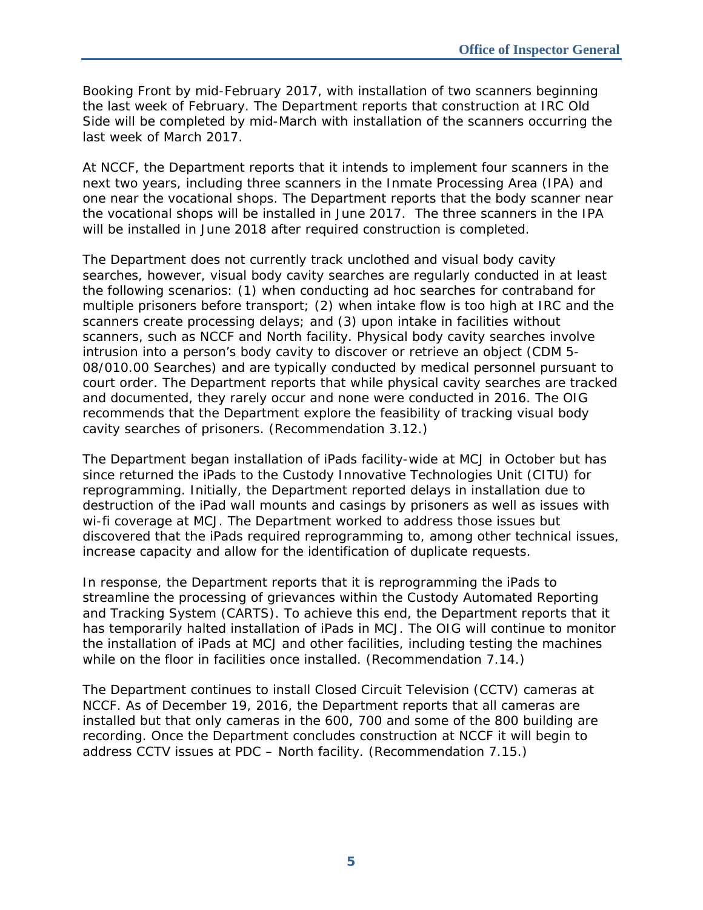Booking Front by mid-February 2017, with installation of two scanners beginning the last week of February. The Department reports that construction at IRC Old Side will be completed by mid-March with installation of the scanners occurring the last week of March 2017.

At NCCF, the Department reports that it intends to implement four scanners in the next two years, including three scanners in the Inmate Processing Area (IPA) and one near the vocational shops. The Department reports that the body scanner near the vocational shops will be installed in June 2017. The three scanners in the IPA will be installed in June 2018 after required construction is completed.

The Department does not currently track unclothed and visual body cavity searches, however, visual body cavity searches are regularly conducted in at least the following scenarios: (1) when conducting ad hoc searches for contraband for multiple prisoners before transport; (2) when intake flow is too high at IRC and the scanners create processing delays; and (3) upon intake in facilities without scanners, such as NCCF and North facility. Physical body cavity searches involve intrusion into a person's body cavity to discover or retrieve an object (CDM 5-08/010.00 Searches) and are typically conducted by medical personnel pursuant to court order. The Department reports that while physical cavity searches are tracked and documented, they rarely occur and none were conducted in 2016. The OIG recommends that the Department explore the feasibility of tracking visual body cavity searches of prisoners. (Recommendation 3.12.)

The Department began installation of iPads facility-wide at MCJ in October but has since returned the iPads to the Custody Innovative Technologies Unit (CITU) for reprogramming. Initially, the Department reported delays in installation due to destruction of the iPad wall mounts and casings by prisoners as well as issues with wi-fi coverage at MCJ. The Department worked to address those issues but discovered that the iPads required reprogramming to, among other technical issues, increase capacity and allow for the identification of duplicate requests.

In response, the Department reports that it is reprogramming the iPads to streamline the processing of grievances within the Custody Automated Reporting and Tracking System (CARTS). To achieve this end, the Department reports that it has temporarily halted installation of iPads in MCJ. The OIG will continue to monitor the installation of iPads at MCJ and other facilities, including testing the machines while on the floor in facilities once installed. (Recommendation 7.14.)

The Department continues to install Closed Circuit Television (CCTV) cameras at NCCF. As of December 19, 2016, the Department reports that all cameras are installed but that only cameras in the 600, 700 and some of the 800 building are recording. Once the Department concludes construction at NCCF it will begin to address CCTV issues at PDC – North facility. (Recommendation 7.15.)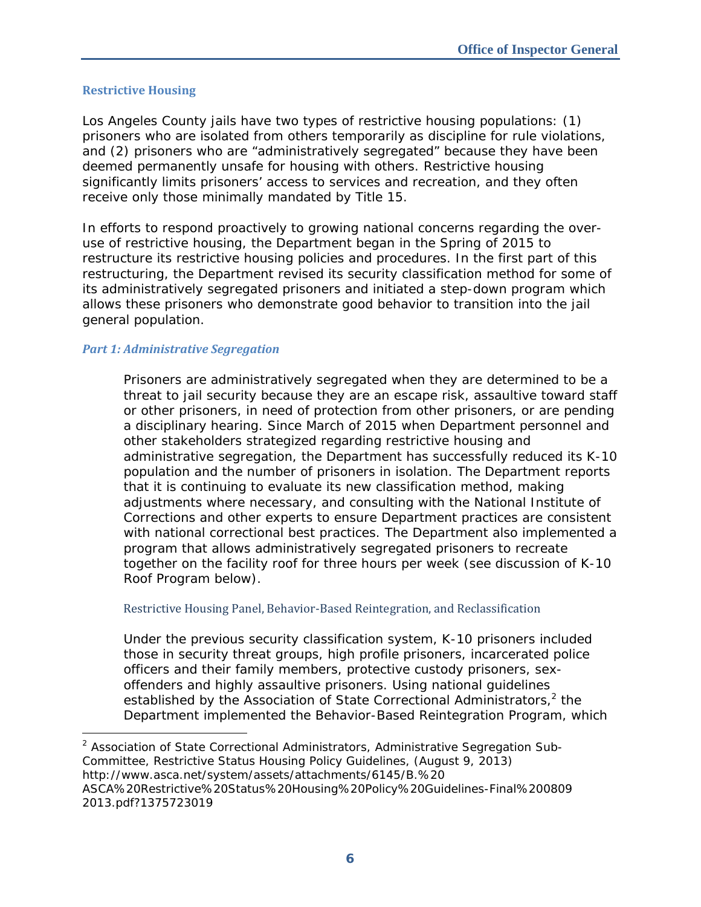## Restrictive Housing

Los Angeles County jails have two types of restrictive housing populations: (1) prisoners who are isolated from others temporarily as discipline for rule violations, and (2) prisoners who are "administratively segregated" because they have been deemed permanently unsafe for housing with others. Restrictive housing significantly limits prisoners' access to services and recreation, and they often receive only those minimally mandated by Title 15.

In efforts to respond proactively to growing national concerns regarding the over-use of restrictive housing, the Department began in the Spring of 2015 to restructure its restrictive housing policies and procedures. In the first part of this restructuring, the Department revised its security classification method for some of its administratively segregated prisoners and initiated a step-down program which allows these prisoners who demonstrate good behavior to transition into the jail general population.

### *Part 1: Administrative Segregation*

Prisoners are administratively segregated when they are determined to be a threat to jail security because they are an escape risk, assaultive toward staff or other prisoners, in need of protection from other prisoners, or are pending a disciplinary hearing. Since March of 2015 when Department personnel and other stakeholders strategized regarding restrictive housing and administrative segregation, the Department has successfully reduced its K-10 population and the number of prisoners in isolation. The Department reports that it is continuing to evaluate its new classification method, making adjustments where necessary, and consulting with the National Institute of Corrections and other experts to ensure Department practices are consistent with national correctional best practices. The Department also implemented a program that allows administratively segregated prisoners to recreate together on the facility roof for three hours per week (see discussion of K-10 Roof Program below).

#### Restrictive Housing Panel, Behavior-Based Reintegration, and Reclassification

Under the previous security classification system, K-10 prisoners included those in security threat groups, high profile prisoners, incarcerated police officers and their family members, protective custody prisoners, sex-offenders and highly assaultive prisoners. Using national guidelines established by the Association of State Correctional Administrators,[2] the Department implemented the Behavior-Based Reintegration Program, which

[2] Association of State Correctional Administrators, Administrative Segregation Sub-Committee, Restrictive Status Housing Policy Guidelines, (August 9, 2013) http://www.asca.net/system/assets/attachments/6145/B.%20 ASCA%20Restrictive%20Status%20Housing%20Policy%20Guidelines-Final%200809 2013.pdf?1375723019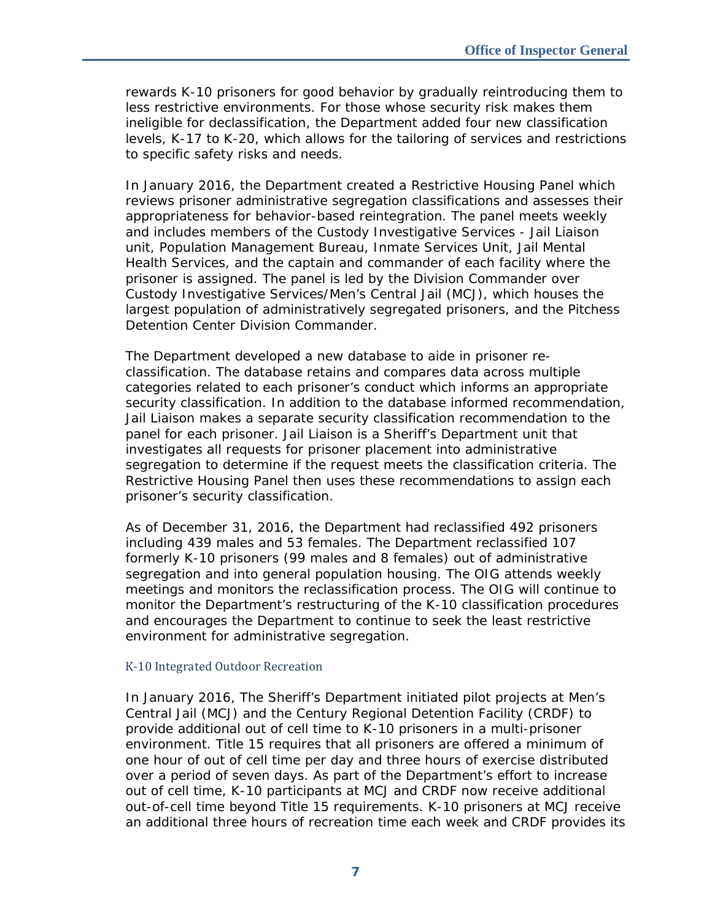rewards K-10 prisoners for good behavior by gradually reintroducing them to less restrictive environments. For those whose security risk makes them ineligible for declassification, the Department added four new classification levels, K-17 to K-20, which allows for the tailoring of services and restrictions to specific safety risks and needs.

In January 2016, the Department created a Restrictive Housing Panel which reviews prisoner administrative segregation classifications and assesses their appropriateness for behavior-based reintegration. The panel meets weekly and includes members of the Custody Investigative Services - Jail Liaison unit, Population Management Bureau, Inmate Services Unit, Jail Mental Health Services, and the captain and commander of each facility where the prisoner is assigned. The panel is led by the Division Commander over Custody Investigative Services/Men's Central Jail (MCJ), which houses the largest population of administratively segregated prisoners, and the Pitchess Detention Center Division Commander.

The Department developed a new database to aide in prisoner re-classification. The database retains and compares data across multiple categories related to each prisoner's conduct which informs an appropriate security classification. In addition to the database informed recommendation, Jail Liaison makes a separate security classification recommendation to the panel for each prisoner. Jail Liaison is a Sheriff's Department unit that investigates all requests for prisoner placement into administrative segregation to determine if the request meets the classification criteria. The Restrictive Housing Panel then uses these recommendations to assign each prisoner's security classification.

As of December 31, 2016, the Department had reclassified 492 prisoners including 439 males and 53 females. The Department reclassified 107 formerly K-10 prisoners (99 males and 8 females) out of administrative segregation and into general population housing. The OIG attends weekly meetings and monitors the reclassification process. The OIG will continue to monitor the Department's restructuring of the K-10 classification procedures and encourages the Department to continue to seek the least restrictive environment for administrative segregation.

### K-10 Integrated Outdoor Recreation

In January 2016, The Sheriff's Department initiated pilot projects at Men's Central Jail (MCJ) and the Century Regional Detention Facility (CRDF) to provide additional out of cell time to K-10 prisoners in a multi-prisoner environment. Title 15 requires that all prisoners are offered a minimum of one hour of out of cell time per day and three hours of exercise distributed over a period of seven days. As part of the Department's effort to increase out of cell time, K-10 participants at MCJ and CRDF now receive additional out-of-cell time beyond Title 15 requirements. K-10 prisoners at MCJ receive an additional three hours of recreation time each week and CRDF provides its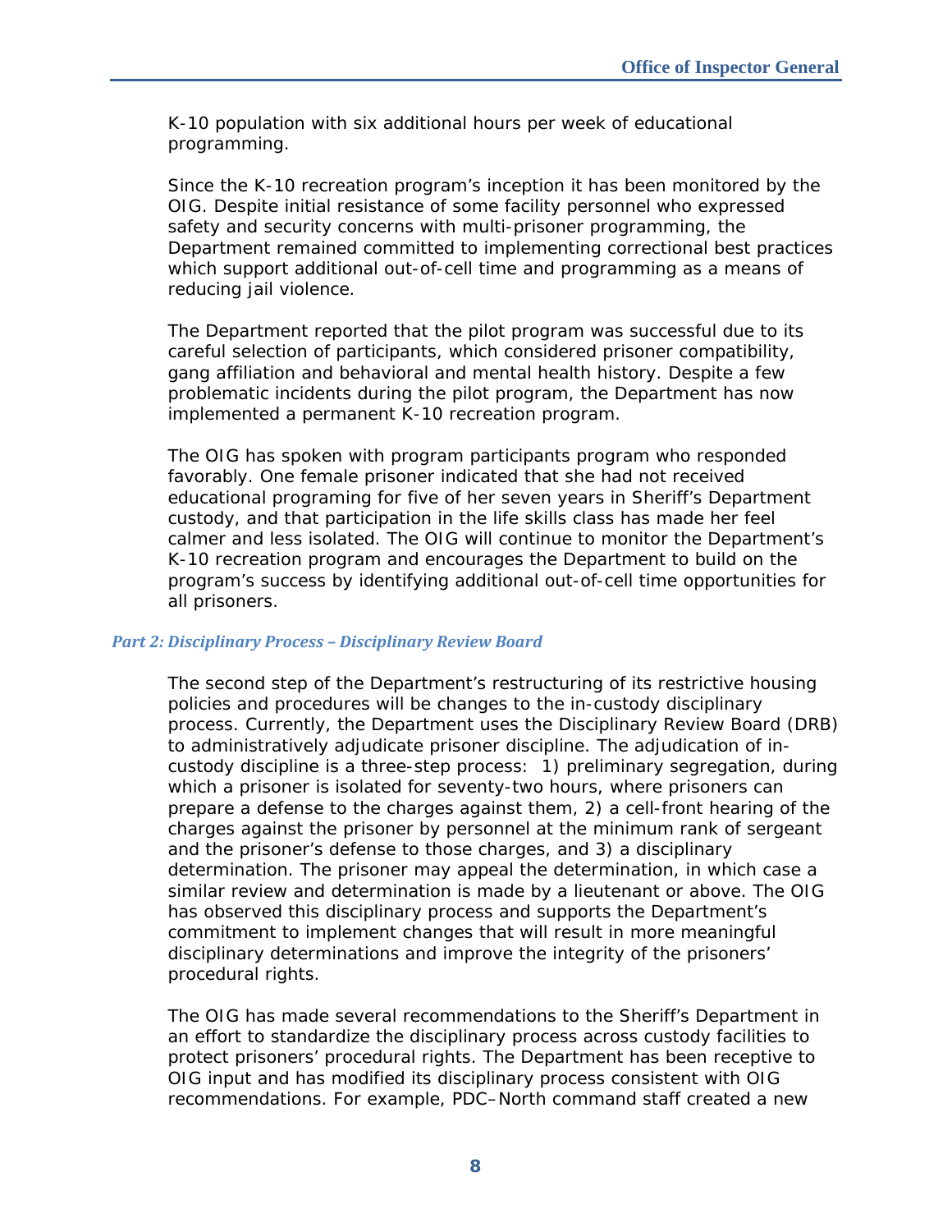K-10 population with six additional hours per week of educational programming.

Since the K-10 recreation program's inception it has been monitored by the OIG. Despite initial resistance of some facility personnel who expressed safety and security concerns with multi-prisoner programming, the Department remained committed to implementing correctional best practices which support additional out-of-cell time and programming as a means of reducing jail violence.

The Department reported that the pilot program was successful due to its careful selection of participants, which considered prisoner compatibility, gang affiliation and behavioral and mental health history. Despite a few problematic incidents during the pilot program, the Department has now implemented a permanent K-10 recreation program.

The OIG has spoken with program participants program who responded favorably. One female prisoner indicated that she had not received educational programing for five of her seven years in Sheriff's Department custody, and that participation in the life skills class has made her feel calmer and less isolated. The OIG will continue to monitor the Department's K-10 recreation program and encourages the Department to build on the program's success by identifying additional out-of-cell time opportunities for all prisoners.

### *Part 2: Disciplinary Process – Disciplinary Review Board*

The second step of the Department's restructuring of its restrictive housing policies and procedures will be changes to the in-custody disciplinary process. Currently, the Department uses the Disciplinary Review Board (DRB) to administratively adjudicate prisoner discipline. The adjudication of in-custody discipline is a three-step process: 1) preliminary segregation, during which a prisoner is isolated for seventy-two hours, where prisoners can prepare a defense to the charges against them, 2) a cell-front hearing of the charges against the prisoner by personnel at the minimum rank of sergeant and the prisoner's defense to those charges, and 3) a disciplinary determination. The prisoner may appeal the determination, in which case a similar review and determination is made by a lieutenant or above. The OIG has observed this disciplinary process and supports the Department's commitment to implement changes that will result in more meaningful disciplinary determinations and improve the integrity of the prisoners' procedural rights.

The OIG has made several recommendations to the Sheriff's Department in an effort to standardize the disciplinary process across custody facilities to protect prisoners' procedural rights. The Department has been receptive to OIG input and has modified its disciplinary process consistent with OIG recommendations. For example, PDC–North command staff created a new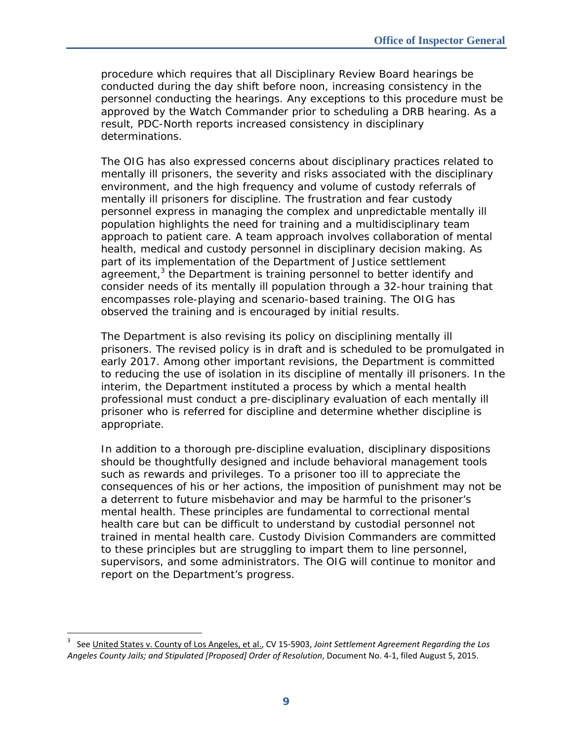procedure which requires that all Disciplinary Review Board hearings be conducted during the day shift before noon, increasing consistency in the personnel conducting the hearings. Any exceptions to this procedure must be approved by the Watch Commander prior to scheduling a DRB hearing. As a result, PDC-North reports increased consistency in disciplinary determinations.

The OIG has also expressed concerns about disciplinary practices related to mentally ill prisoners, the severity and risks associated with the disciplinary environment, and the high frequency and volume of custody referrals of mentally ill prisoners for discipline. The frustration and fear custody personnel express in managing the complex and unpredictable mentally ill population highlights the need for training and a multidisciplinary team approach to patient care. A team approach involves collaboration of mental health, medical and custody personnel in disciplinary decision making. As part of its implementation of the Department of Justice settlement agreement,[3] the Department is training personnel to better identify and consider needs of its mentally ill population through a 32-hour training that encompasses role-playing and scenario-based training. The OIG has observed the training and is encouraged by initial results.

The Department is also revising its policy on disciplining mentally ill prisoners. The revised policy is in draft and is scheduled to be promulgated in early 2017. Among other important revisions, the Department is committed to reducing the use of isolation in its discipline of mentally ill prisoners. In the interim, the Department instituted a process by which a mental health professional must conduct a pre-disciplinary evaluation of each mentally ill prisoner who is referred for discipline and determine whether discipline is appropriate.

In addition to a thorough pre-discipline evaluation, disciplinary dispositions should be thoughtfully designed and include behavioral management tools such as rewards and privileges. To a prisoner too ill to appreciate the consequences of his or her actions, the imposition of punishment may not be a deterrent to future misbehavior and may be harmful to the prisoner's mental health. These principles are fundamental to correctional mental health care but can be difficult to understand by custodial personnel not trained in mental health care. Custody Division Commanders are committed to these principles but are struggling to impart them to line personnel, supervisors, and some administrators. The OIG will continue to monitor and report on the Department's progress.

---

[3] See United States v. County of Los Angeles, et al., CV 15-5903, *Joint Settlement Agreement Regarding the Los Angeles County Jails; and Stipulated [Proposed] Order of Resolution*, Document No. 4-1, filed August 5, 2015.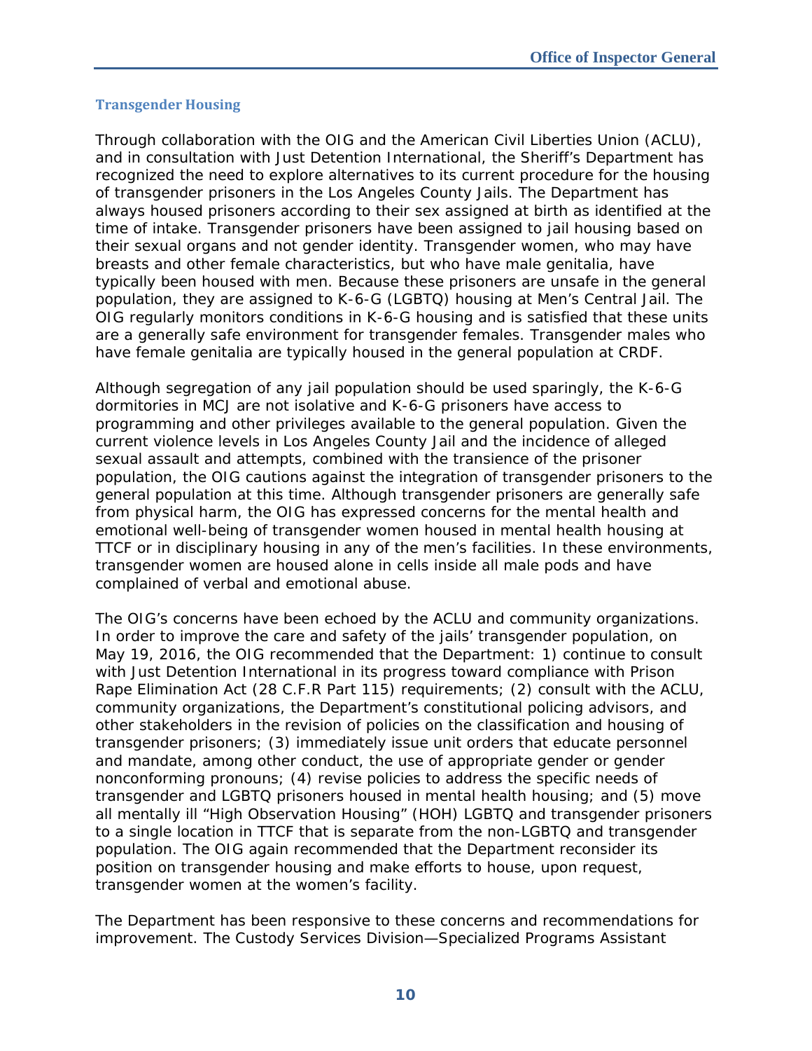### Transgender Housing

Through collaboration with the OIG and the American Civil Liberties Union (ACLU), and in consultation with Just Detention International, the Sheriff's Department has recognized the need to explore alternatives to its current procedure for the housing of transgender prisoners in the Los Angeles County Jails. The Department has always housed prisoners according to their sex assigned at birth as identified at the time of intake. Transgender prisoners have been assigned to jail housing based on their sexual organs and not gender identity. Transgender women, who may have breasts and other female characteristics, but who have male genitalia, have typically been housed with men. Because these prisoners are unsafe in the general population, they are assigned to K-6-G (LGBTQ) housing at Men's Central Jail. The OIG regularly monitors conditions in K-6-G housing and is satisfied that these units are a generally safe environment for transgender females. Transgender males who have female genitalia are typically housed in the general population at CRDF.

Although segregation of any jail population should be used sparingly, the K-6-G dormitories in MCJ are not isolative and K-6-G prisoners have access to programming and other privileges available to the general population. Given the current violence levels in Los Angeles County Jail and the incidence of alleged sexual assault and attempts, combined with the transience of the prisoner population, the OIG cautions against the integration of transgender prisoners to the general population at this time. Although transgender prisoners are generally safe from physical harm, the OIG has expressed concerns for the mental health and emotional well-being of transgender women housed in mental health housing at TTCF or in disciplinary housing in any of the men's facilities. In these environments, transgender women are housed alone in cells inside all male pods and have complained of verbal and emotional abuse.

The OIG's concerns have been echoed by the ACLU and community organizations. In order to improve the care and safety of the jails' transgender population, on May 19, 2016, the OIG recommended that the Department: 1) continue to consult with Just Detention International in its progress toward compliance with Prison Rape Elimination Act (28 C.F.R Part 115) requirements; (2) consult with the ACLU, community organizations, the Department's constitutional policing advisors, and other stakeholders in the revision of policies on the classification and housing of transgender prisoners; (3) immediately issue unit orders that educate personnel and mandate, among other conduct, the use of appropriate gender or gender nonconforming pronouns; (4) revise policies to address the specific needs of transgender and LGBTQ prisoners housed in mental health housing; and (5) move all mentally ill "High Observation Housing" (HOH) LGBTQ and transgender prisoners to a single location in TTCF that is separate from the non-LGBTQ and transgender population. The OIG again recommended that the Department reconsider its position on transgender housing and make efforts to house, upon request, transgender women at the women's facility.

The Department has been responsive to these concerns and recommendations for improvement. The Custody Services Division—Specialized Programs Assistant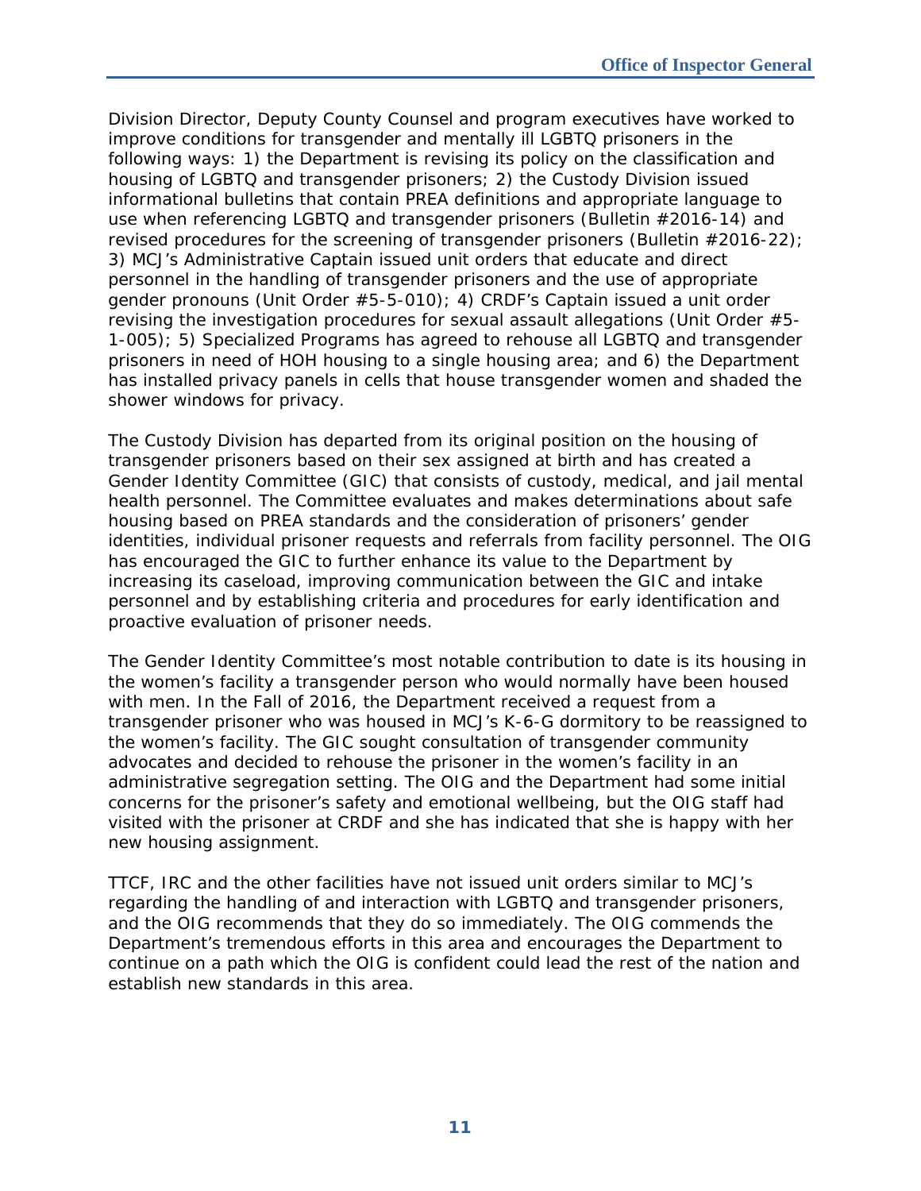Division Director, Deputy County Counsel and program executives have worked to improve conditions for transgender and mentally ill LGBTQ prisoners in the following ways: 1) the Department is revising its policy on the classification and housing of LGBTQ and transgender prisoners; 2) the Custody Division issued informational bulletins that contain PREA definitions and appropriate language to use when referencing LGBTQ and transgender prisoners (Bulletin #2016-14) and revised procedures for the screening of transgender prisoners (Bulletin #2016-22); 3) MCJ's Administrative Captain issued unit orders that educate and direct personnel in the handling of transgender prisoners and the use of appropriate gender pronouns (Unit Order #5-5-010); 4) CRDF's Captain issued a unit order revising the investigation procedures for sexual assault allegations (Unit Order #5-1-005); 5) Specialized Programs has agreed to rehouse all LGBTQ and transgender prisoners in need of HOH housing to a single housing area; and 6) the Department has installed privacy panels in cells that house transgender women and shaded the shower windows for privacy.

The Custody Division has departed from its original position on the housing of transgender prisoners based on their sex assigned at birth and has created a Gender Identity Committee (GIC) that consists of custody, medical, and jail mental health personnel. The Committee evaluates and makes determinations about safe housing based on PREA standards and the consideration of prisoners' gender identities, individual prisoner requests and referrals from facility personnel. The OIG has encouraged the GIC to further enhance its value to the Department by increasing its caseload, improving communication between the GIC and intake personnel and by establishing criteria and procedures for early identification and proactive evaluation of prisoner needs.

The Gender Identity Committee's most notable contribution to date is its housing in the women's facility a transgender person who would normally have been housed with men. In the Fall of 2016, the Department received a request from a transgender prisoner who was housed in MCJ's K-6-G dormitory to be reassigned to the women's facility. The GIC sought consultation of transgender community advocates and decided to rehouse the prisoner in the women's facility in an administrative segregation setting. The OIG and the Department had some initial concerns for the prisoner's safety and emotional wellbeing, but the OIG staff had visited with the prisoner at CRDF and she has indicated that she is happy with her new housing assignment.

TTCF, IRC and the other facilities have not issued unit orders similar to MCJ's regarding the handling of and interaction with LGBTQ and transgender prisoners, and the OIG recommends that they do so immediately. The OIG commends the Department's tremendous efforts in this area and encourages the Department to continue on a path which the OIG is confident could lead the rest of the nation and establish new standards in this area.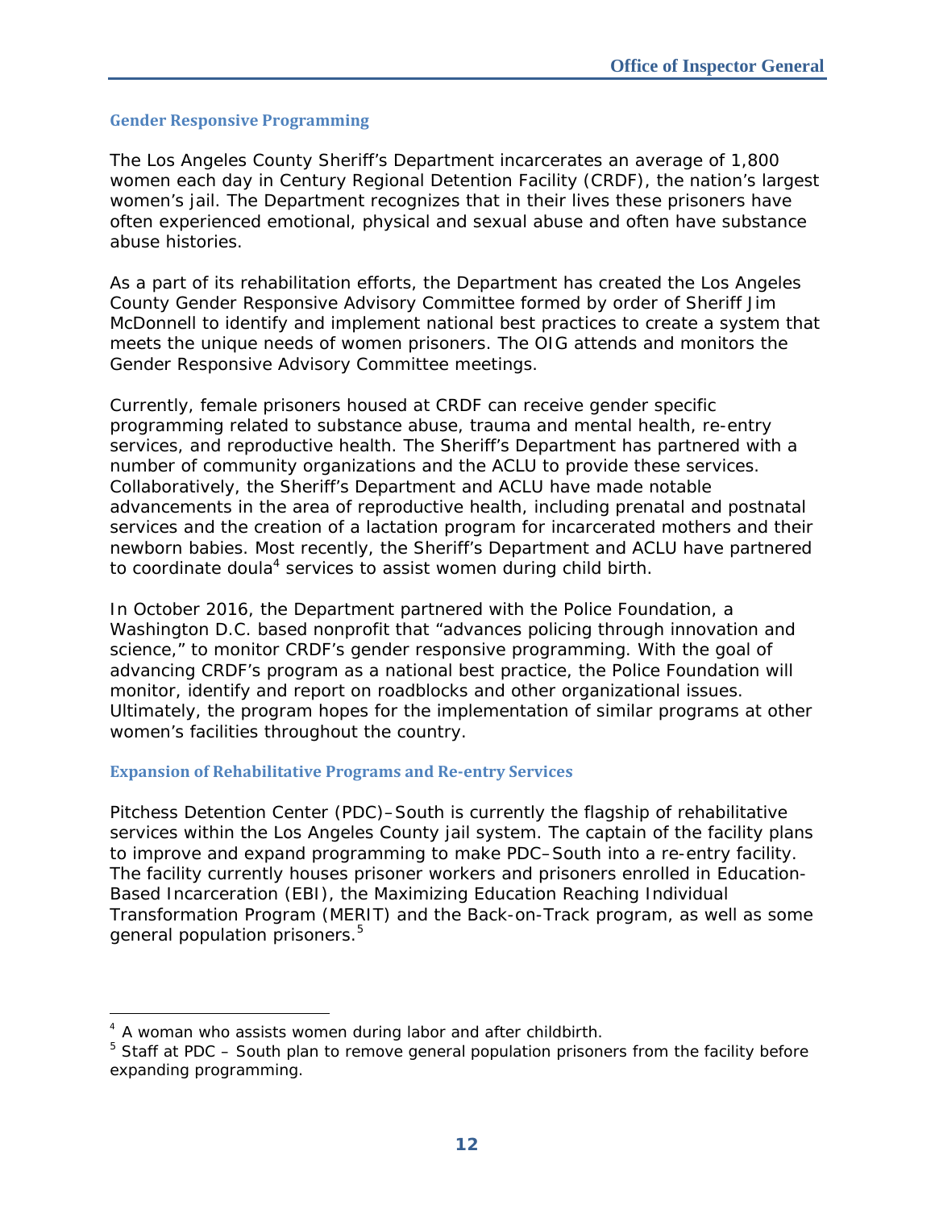### Gender Responsive Programming

The Los Angeles County Sheriff's Department incarcerates an average of 1,800 women each day in Century Regional Detention Facility (CRDF), the nation's largest women's jail. The Department recognizes that in their lives these prisoners have often experienced emotional, physical and sexual abuse and often have substance abuse histories.

As a part of its rehabilitation efforts, the Department has created the Los Angeles County Gender Responsive Advisory Committee formed by order of Sheriff Jim McDonnell to identify and implement national best practices to create a system that meets the unique needs of women prisoners. The OIG attends and monitors the Gender Responsive Advisory Committee meetings.

Currently, female prisoners housed at CRDF can receive gender specific programming related to substance abuse, trauma and mental health, re-entry services, and reproductive health. The Sheriff's Department has partnered with a number of community organizations and the ACLU to provide these services. Collaboratively, the Sheriff's Department and ACLU have made notable advancements in the area of reproductive health, including prenatal and postnatal services and the creation of a lactation program for incarcerated mothers and their newborn babies. Most recently, the Sheriff's Department and ACLU have partnered to coordinate doula[4] services to assist women during child birth.

In October 2016, the Department partnered with the Police Foundation, a Washington D.C. based nonprofit that "advances policing through innovation and science," to monitor CRDF's gender responsive programming. With the goal of advancing CRDF's program as a national best practice, the Police Foundation will monitor, identify and report on roadblocks and other organizational issues. Ultimately, the program hopes for the implementation of similar programs at other women's facilities throughout the country.

### Expansion of Rehabilitative Programs and Re-entry Services

Pitchess Detention Center (PDC)–South is currently the flagship of rehabilitative services within the Los Angeles County jail system. The captain of the facility plans to improve and expand programming to make PDC–South into a re-entry facility. The facility currently houses prisoner workers and prisoners enrolled in Education-Based Incarceration (EBI), the Maximizing Education Reaching Individual Transformation Program (MERIT) and the Back-on-Track program, as well as some general population prisoners.[5]

---

[4] A woman who assists women during labor and after childbirth.

[5] Staff at PDC – South plan to remove general population prisoners from the facility before expanding programming.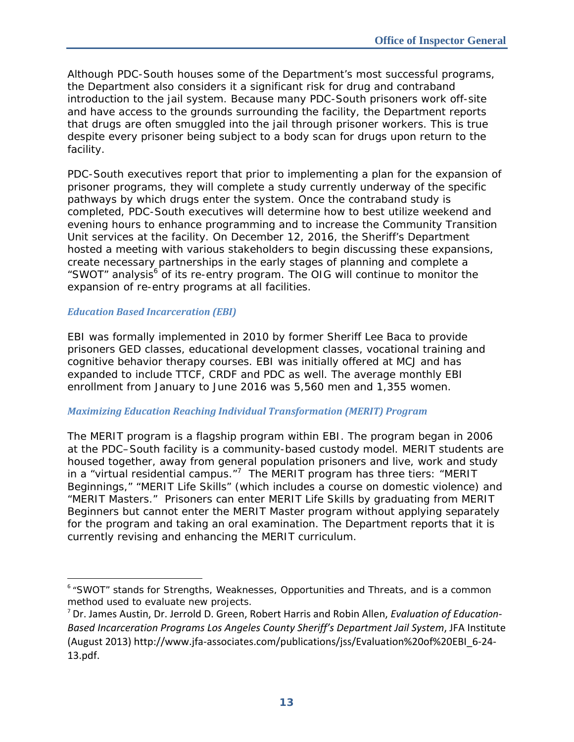Although PDC-South houses some of the Department's most successful programs, the Department also considers it a significant risk for drug and contraband introduction to the jail system. Because many PDC-South prisoners work off-site and have access to the grounds surrounding the facility, the Department reports that drugs are often smuggled into the jail through prisoner workers. This is true despite every prisoner being subject to a body scan for drugs upon return to the facility.

PDC-South executives report that prior to implementing a plan for the expansion of prisoner programs, they will complete a study currently underway of the specific pathways by which drugs enter the system. Once the contraband study is completed, PDC-South executives will determine how to best utilize weekend and evening hours to enhance programming and to increase the Community Transition Unit services at the facility. On December 12, 2016, the Sheriff's Department hosted a meeting with various stakeholders to begin discussing these expansions, create necessary partnerships in the early stages of planning and complete a "SWOT" analysis[6] of its re-entry program. The OIG will continue to monitor the expansion of re-entry programs at all facilities.

### *Education Based Incarceration (EBI)*

EBI was formally implemented in 2010 by former Sheriff Lee Baca to provide prisoners GED classes, educational development classes, vocational training and cognitive behavior therapy courses. EBI was initially offered at MCJ and has expanded to include TTCF, CRDF and PDC as well. The average monthly EBI enrollment from January to June 2016 was 5,560 men and 1,355 women.

### *Maximizing Education Reaching Individual Transformation (MERIT) Program*

The MERIT program is a flagship program within EBI. The program began in 2006 at the PDC–South facility is a community-based custody model. MERIT students are housed together, away from general population prisoners and live, work and study in a "virtual residential campus."[7] The MERIT program has three tiers: "MERIT Beginnings," "MERIT Life Skills" (which includes a course on domestic violence) and "MERIT Masters." Prisoners can enter MERIT Life Skills by graduating from MERIT Beginners but cannot enter the MERIT Master program without applying separately for the program and taking an oral examination. The Department reports that it is currently revising and enhancing the MERIT curriculum.

---

[6] "SWOT" stands for Strengths, Weaknesses, Opportunities and Threats, and is a common method used to evaluate new projects.

[7] Dr. James Austin, Dr. Jerrold D. Green, Robert Harris and Robin Allen, *Evaluation of Education-Based Incarceration Programs Los Angeles County Sheriff's Department Jail System*, JFA Institute (August 2013) http://www.jfa-associates.com/publications/jss/Evaluation%20of%20EBI_6-24-13.pdf.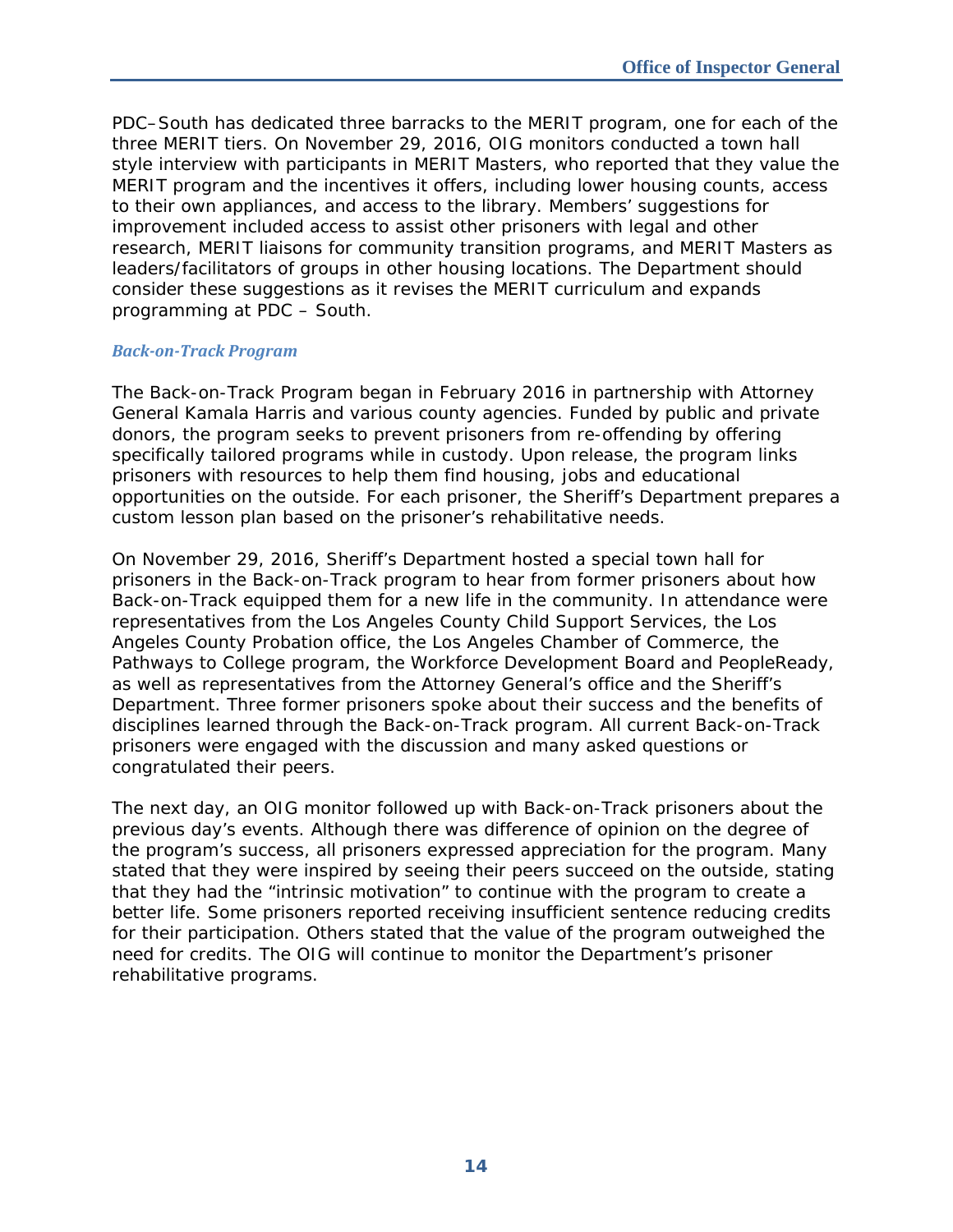PDC–South has dedicated three barracks to the MERIT program, one for each of the three MERIT tiers. On November 29, 2016, OIG monitors conducted a town hall style interview with participants in MERIT Masters, who reported that they value the MERIT program and the incentives it offers, including lower housing counts, access to their own appliances, and access to the library. Members' suggestions for improvement included access to assist other prisoners with legal and other research, MERIT liaisons for community transition programs, and MERIT Masters as leaders/facilitators of groups in other housing locations. The Department should consider these suggestions as it revises the MERIT curriculum and expands programming at PDC – South.

### *Back-on-Track Program*

The Back-on-Track Program began in February 2016 in partnership with Attorney General Kamala Harris and various county agencies. Funded by public and private donors, the program seeks to prevent prisoners from re-offending by offering specifically tailored programs while in custody. Upon release, the program links prisoners with resources to help them find housing, jobs and educational opportunities on the outside. For each prisoner, the Sheriff's Department prepares a custom lesson plan based on the prisoner's rehabilitative needs.

On November 29, 2016, Sheriff's Department hosted a special town hall for prisoners in the Back-on-Track program to hear from former prisoners about how Back-on-Track equipped them for a new life in the community. In attendance were representatives from the Los Angeles County Child Support Services, the Los Angeles County Probation office, the Los Angeles Chamber of Commerce, the Pathways to College program, the Workforce Development Board and PeopleReady, as well as representatives from the Attorney General's office and the Sheriff's Department. Three former prisoners spoke about their success and the benefits of disciplines learned through the Back-on-Track program. All current Back-on-Track prisoners were engaged with the discussion and many asked questions or congratulated their peers.

The next day, an OIG monitor followed up with Back-on-Track prisoners about the previous day's events. Although there was difference of opinion on the degree of the program's success, all prisoners expressed appreciation for the program. Many stated that they were inspired by seeing their peers succeed on the outside, stating that they had the "intrinsic motivation" to continue with the program to create a better life. Some prisoners reported receiving insufficient sentence reducing credits for their participation. Others stated that the value of the program outweighed the need for credits. The OIG will continue to monitor the Department's prisoner rehabilitative programs.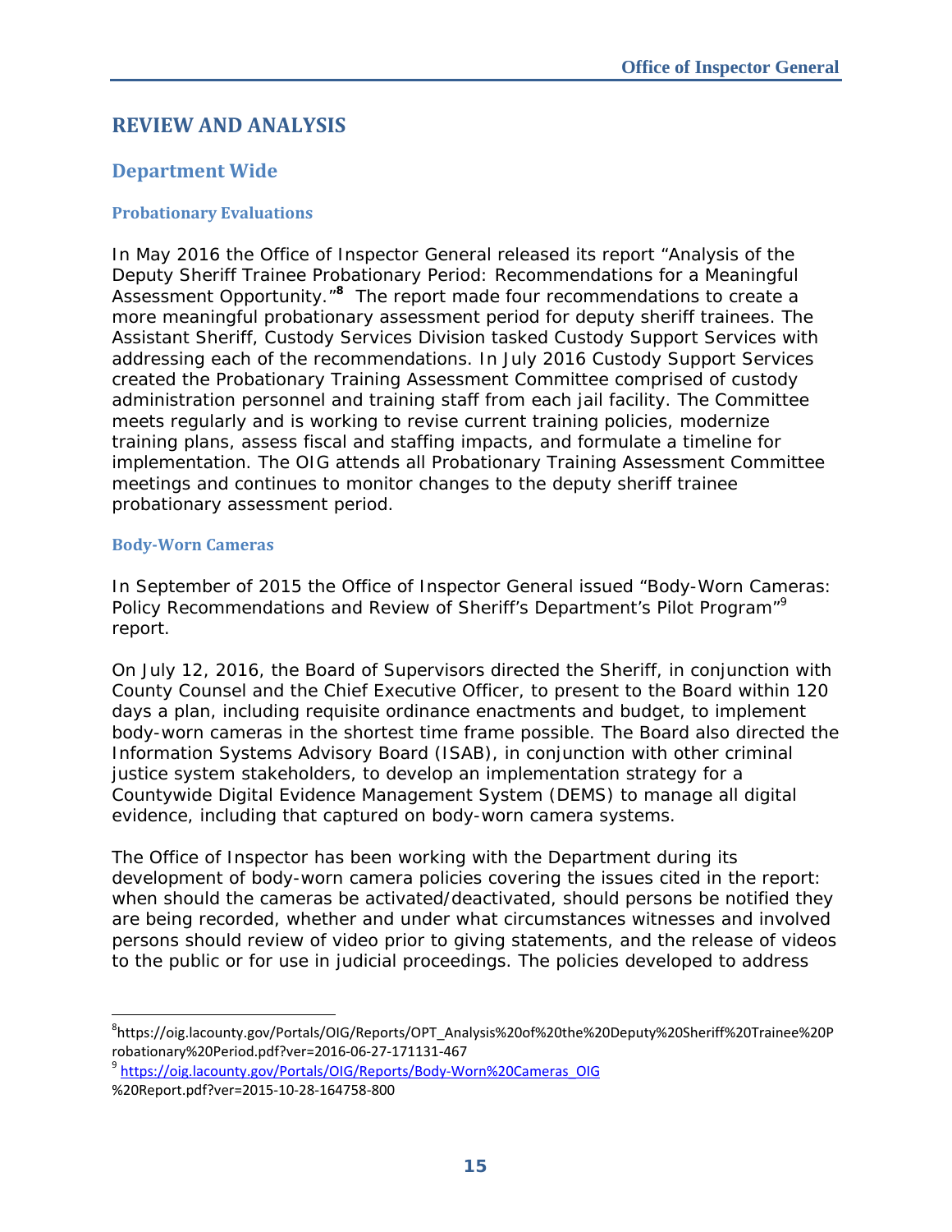# REVIEW AND ANALYSIS

## Department Wide

### Probationary Evaluations

In May 2016 the Office of Inspector General released its report "Analysis of the Deputy Sheriff Trainee Probationary Period: Recommendations for a Meaningful Assessment Opportunity."[8] The report made four recommendations to create a more meaningful probationary assessment period for deputy sheriff trainees. The Assistant Sheriff, Custody Services Division tasked Custody Support Services with addressing each of the recommendations. In July 2016 Custody Support Services created the Probationary Training Assessment Committee comprised of custody administration personnel and training staff from each jail facility. The Committee meets regularly and is working to revise current training policies, modernize training plans, assess fiscal and staffing impacts, and formulate a timeline for implementation. The OIG attends all Probationary Training Assessment Committee meetings and continues to monitor changes to the deputy sheriff trainee probationary assessment period.

### Body-Worn Cameras

In September of 2015 the Office of Inspector General issued "Body-Worn Cameras: Policy Recommendations and Review of Sheriff's Department's Pilot Program"[9] report.

On July 12, 2016, the Board of Supervisors directed the Sheriff, in conjunction with County Counsel and the Chief Executive Officer, to present to the Board within 120 days a plan, including requisite ordinance enactments and budget, to implement body-worn cameras in the shortest time frame possible. The Board also directed the Information Systems Advisory Board (ISAB), in conjunction with other criminal justice system stakeholders, to develop an implementation strategy for a Countywide Digital Evidence Management System (DEMS) to manage all digital evidence, including that captured on body-worn camera systems.

The Office of Inspector has been working with the Department during its development of body-worn camera policies covering the issues cited in the report: when should the cameras be activated/deactivated, should persons be notified they are being recorded, whether and under what circumstances witnesses and involved persons should review of video prior to giving statements, and the release of videos to the public or for use in judicial proceedings. The policies developed to address

---

[8] https://oig.lacounty.gov/Portals/OIG/Reports/OPT_Analysis%20of%20the%20Deputy%20Sheriff%20Trainee%20Probationary%20Period.pdf?ver=2016-06-27-171131-467

[9] https://oig.lacounty.gov/Portals/OIG/Reports/Body-Worn%20Cameras_OIG%20Report.pdf?ver=2015-10-28-164758-800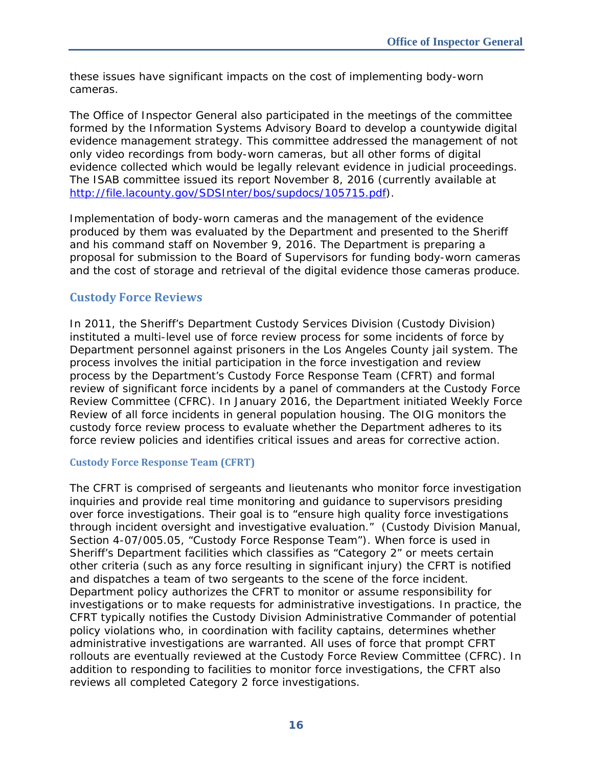these issues have significant impacts on the cost of implementing body-worn cameras.

The Office of Inspector General also participated in the meetings of the committee formed by the Information Systems Advisory Board to develop a countywide digital evidence management strategy. This committee addressed the management of not only video recordings from body-worn cameras, but all other forms of digital evidence collected which would be legally relevant evidence in judicial proceedings. The ISAB committee issued its report November 8, 2016 (currently available at [http://file.lacounty.gov/SDSInter/bos/supdocs/105715.pdf](http://file.lacounty.gov/SDSInter/bos/supdocs/105715.pdf)).

Implementation of body-worn cameras and the management of the evidence produced by them was evaluated by the Department and presented to the Sheriff and his command staff on November 9, 2016. The Department is preparing a proposal for submission to the Board of Supervisors for funding body-worn cameras and the cost of storage and retrieval of the digital evidence those cameras produce.

## Custody Force Reviews

In 2011, the Sheriff's Department Custody Services Division (Custody Division) instituted a multi-level use of force review process for some incidents of force by Department personnel against prisoners in the Los Angeles County jail system. The process involves the initial participation in the force investigation and review process by the Department's Custody Force Response Team (CFRT) and formal review of significant force incidents by a panel of commanders at the Custody Force Review Committee (CFRC). In January 2016, the Department initiated Weekly Force Review of all force incidents in general population housing. The OIG monitors the custody force review process to evaluate whether the Department adheres to its force review policies and identifies critical issues and areas for corrective action.

### Custody Force Response Team (CFRT)

The CFRT is comprised of sergeants and lieutenants who monitor force investigation inquiries and provide real time monitoring and guidance to supervisors presiding over force investigations. Their goal is to "ensure high quality force investigations through incident oversight and investigative evaluation." (Custody Division Manual, Section 4-07/005.05, "Custody Force Response Team"). When force is used in Sheriff's Department facilities which classifies as "Category 2" or meets certain other criteria (such as any force resulting in significant injury) the CFRT is notified and dispatches a team of two sergeants to the scene of the force incident. Department policy authorizes the CFRT to monitor or assume responsibility for investigations or to make requests for administrative investigations. In practice, the CFRT typically notifies the Custody Division Administrative Commander of potential policy violations who, in coordination with facility captains, determines whether administrative investigations are warranted. All uses of force that prompt CFRT rollouts are eventually reviewed at the Custody Force Review Committee (CFRC). In addition to responding to facilities to monitor force investigations, the CFRT also reviews all completed Category 2 force investigations.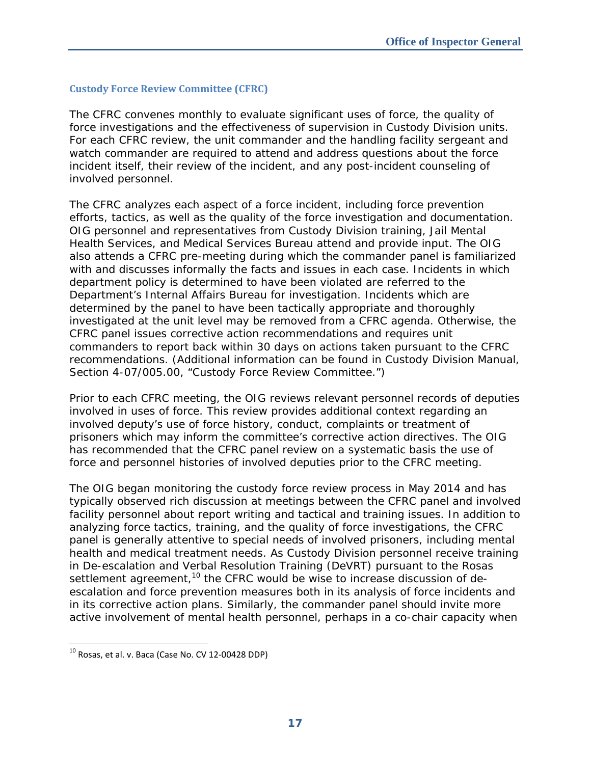## Custody Force Review Committee (CFRC)

The CFRC convenes monthly to evaluate significant uses of force, the quality of force investigations and the effectiveness of supervision in Custody Division units. For each CFRC review, the unit commander and the handling facility sergeant and watch commander are required to attend and address questions about the force incident itself, their review of the incident, and any post-incident counseling of involved personnel.

The CFRC analyzes each aspect of a force incident, including force prevention efforts, tactics, as well as the quality of the force investigation and documentation. OIG personnel and representatives from Custody Division training, Jail Mental Health Services, and Medical Services Bureau attend and provide input. The OIG also attends a CFRC pre-meeting during which the commander panel is familiarized with and discusses informally the facts and issues in each case. Incidents in which department policy is determined to have been violated are referred to the Department's Internal Affairs Bureau for investigation. Incidents which are determined by the panel to have been tactically appropriate and thoroughly investigated at the unit level may be removed from a CFRC agenda. Otherwise, the CFRC panel issues corrective action recommendations and requires unit commanders to report back within 30 days on actions taken pursuant to the CFRC recommendations. (Additional information can be found in Custody Division Manual, Section 4-07/005.00, "Custody Force Review Committee.")

Prior to each CFRC meeting, the OIG reviews relevant personnel records of deputies involved in uses of force. This review provides additional context regarding an involved deputy's use of force history, conduct, complaints or treatment of prisoners which may inform the committee's corrective action directives. The OIG has recommended that the CFRC panel review on a systematic basis the use of force and personnel histories of involved deputies prior to the CFRC meeting.

The OIG began monitoring the custody force review process in May 2014 and has typically observed rich discussion at meetings between the CFRC panel and involved facility personnel about report writing and tactical and training issues. In addition to analyzing force tactics, training, and the quality of force investigations, the CFRC panel is generally attentive to special needs of involved prisoners, including mental health and medical treatment needs. As Custody Division personnel receive training in De-escalation and Verbal Resolution Training (DeVRT) pursuant to the Rosas settlement agreement,[10] the CFRC would be wise to increase discussion of de-escalation and force prevention measures both in its analysis of force incidents and in its corrective action plans. Similarly, the commander panel should invite more active involvement of mental health personnel, perhaps in a co-chair capacity when

[10] Rosas, et al. v. Baca (Case No. CV 12-00428 DDP)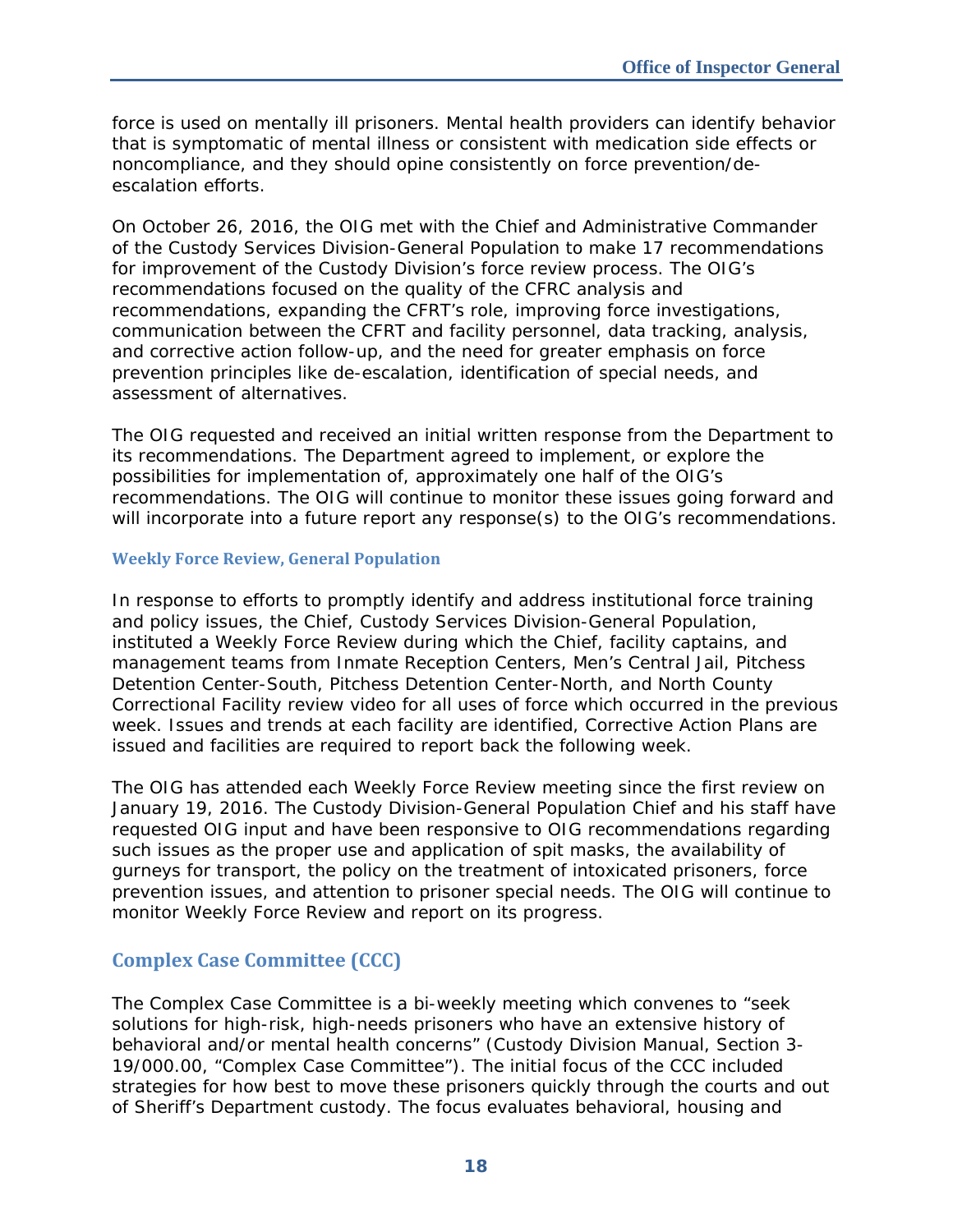force is used on mentally ill prisoners. Mental health providers can identify behavior that is symptomatic of mental illness or consistent with medication side effects or noncompliance, and they should opine consistently on force prevention/de-escalation efforts.

On October 26, 2016, the OIG met with the Chief and Administrative Commander of the Custody Services Division-General Population to make 17 recommendations for improvement of the Custody Division's force review process. The OIG's recommendations focused on the quality of the CFRC analysis and recommendations, expanding the CFRT's role, improving force investigations, communication between the CFRT and facility personnel, data tracking, analysis, and corrective action follow-up, and the need for greater emphasis on force prevention principles like de-escalation, identification of special needs, and assessment of alternatives.

The OIG requested and received an initial written response from the Department to its recommendations. The Department agreed to implement, or explore the possibilities for implementation of, approximately one half of the OIG's recommendations. The OIG will continue to monitor these issues going forward and will incorporate into a future report any response(s) to the OIG's recommendations.

### Weekly Force Review, General Population

In response to efforts to promptly identify and address institutional force training and policy issues, the Chief, Custody Services Division-General Population, instituted a Weekly Force Review during which the Chief, facility captains, and management teams from Inmate Reception Centers, Men's Central Jail, Pitchess Detention Center-South, Pitchess Detention Center-North, and North County Correctional Facility review video for all uses of force which occurred in the previous week. Issues and trends at each facility are identified, Corrective Action Plans are issued and facilities are required to report back the following week.

The OIG has attended each Weekly Force Review meeting since the first review on January 19, 2016. The Custody Division-General Population Chief and his staff have requested OIG input and have been responsive to OIG recommendations regarding such issues as the proper use and application of spit masks, the availability of gurneys for transport, the policy on the treatment of intoxicated prisoners, force prevention issues, and attention to prisoner special needs. The OIG will continue to monitor Weekly Force Review and report on its progress.

## Complex Case Committee (CCC)

The Complex Case Committee is a bi-weekly meeting which convenes to "seek solutions for high-risk, high-needs prisoners who have an extensive history of behavioral and/or mental health concerns" (Custody Division Manual, Section 3-19/000.00, "Complex Case Committee"). The initial focus of the CCC included strategies for how best to move these prisoners quickly through the courts and out of Sheriff's Department custody. The focus evaluates behavioral, housing and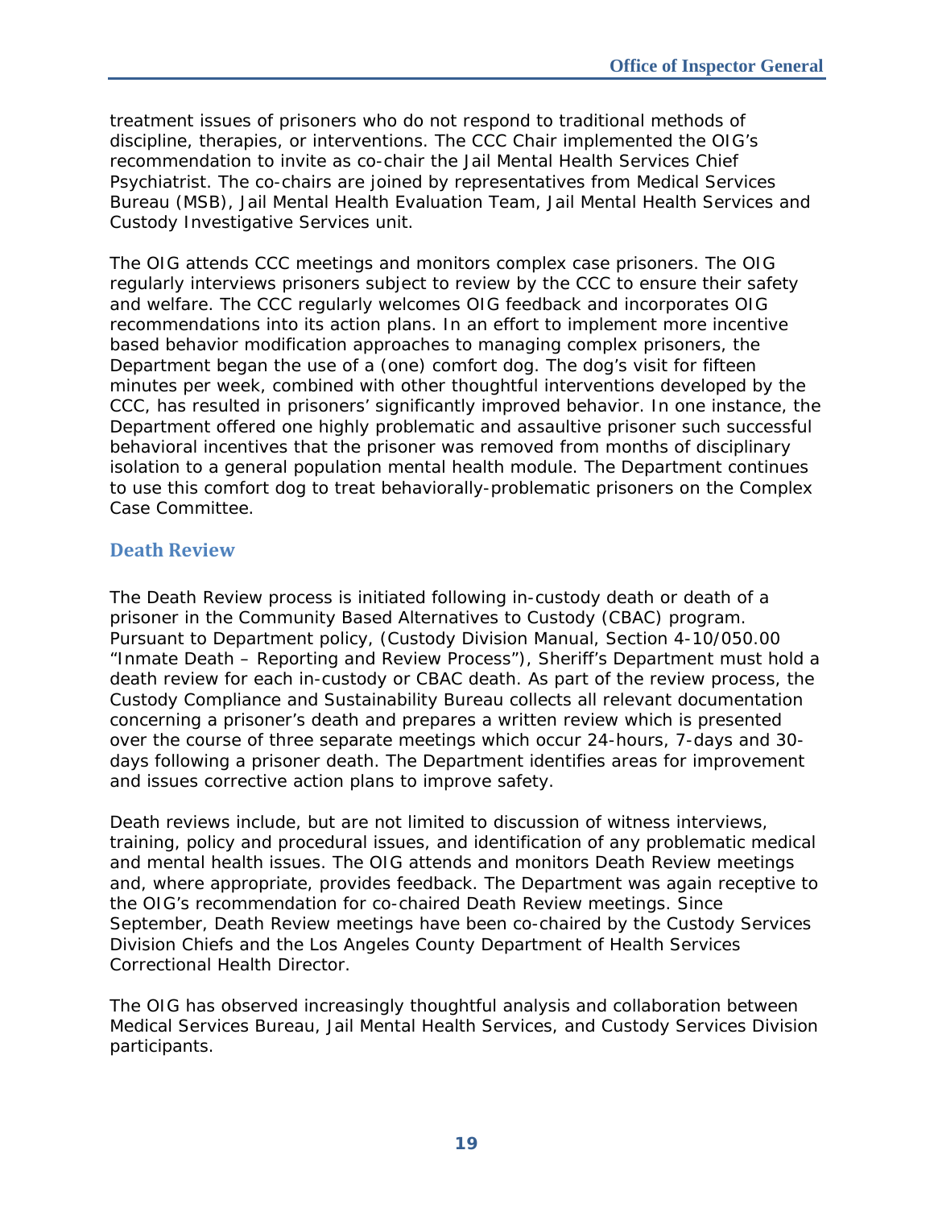treatment issues of prisoners who do not respond to traditional methods of discipline, therapies, or interventions. The CCC Chair implemented the OIG's recommendation to invite as co-chair the Jail Mental Health Services Chief Psychiatrist. The co-chairs are joined by representatives from Medical Services Bureau (MSB), Jail Mental Health Evaluation Team, Jail Mental Health Services and Custody Investigative Services unit.

The OIG attends CCC meetings and monitors complex case prisoners. The OIG regularly interviews prisoners subject to review by the CCC to ensure their safety and welfare. The CCC regularly welcomes OIG feedback and incorporates OIG recommendations into its action plans. In an effort to implement more incentive based behavior modification approaches to managing complex prisoners, the Department began the use of a (one) comfort dog. The dog's visit for fifteen minutes per week, combined with other thoughtful interventions developed by the CCC, has resulted in prisoners' significantly improved behavior. In one instance, the Department offered one highly problematic and assaultive prisoner such successful behavioral incentives that the prisoner was removed from months of disciplinary isolation to a general population mental health module. The Department continues to use this comfort dog to treat behaviorally-problematic prisoners on the Complex Case Committee.

## Death Review

The Death Review process is initiated following in-custody death or death of a prisoner in the Community Based Alternatives to Custody (CBAC) program. Pursuant to Department policy, (Custody Division Manual, Section 4-10/050.00 "Inmate Death – Reporting and Review Process"), Sheriff's Department must hold a death review for each in-custody or CBAC death. As part of the review process, the Custody Compliance and Sustainability Bureau collects all relevant documentation concerning a prisoner's death and prepares a written review which is presented over the course of three separate meetings which occur 24-hours, 7-days and 30-days following a prisoner death. The Department identifies areas for improvement and issues corrective action plans to improve safety.

Death reviews include, but are not limited to discussion of witness interviews, training, policy and procedural issues, and identification of any problematic medical and mental health issues. The OIG attends and monitors Death Review meetings and, where appropriate, provides feedback. The Department was again receptive to the OIG's recommendation for co-chaired Death Review meetings. Since September, Death Review meetings have been co-chaired by the Custody Services Division Chiefs and the Los Angeles County Department of Health Services Correctional Health Director.

The OIG has observed increasingly thoughtful analysis and collaboration between Medical Services Bureau, Jail Mental Health Services, and Custody Services Division participants.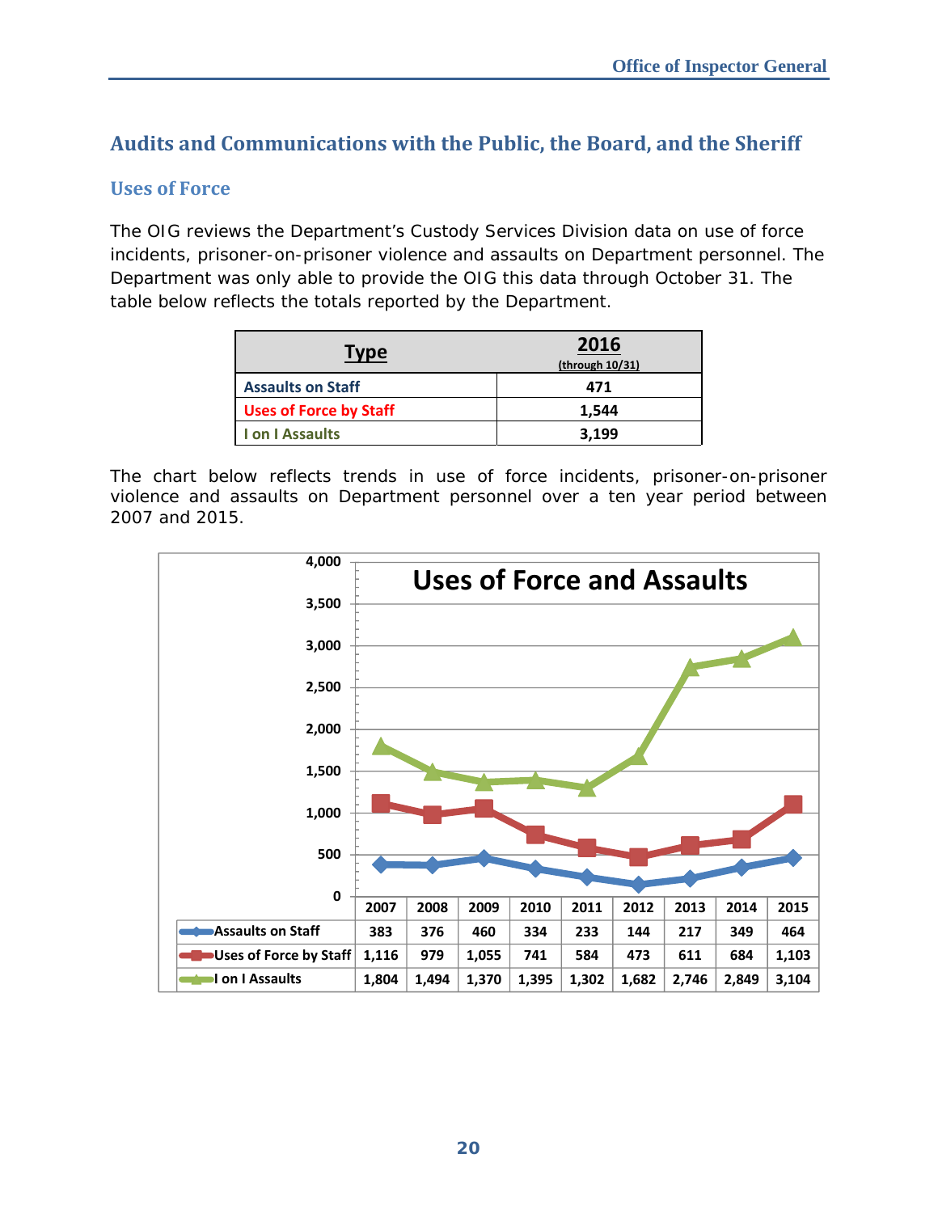## Audits and Communications with the Public, the Board, and the Sheriff

### Uses of Force

The OIG reviews the Department's Custody Services Division data on use of force incidents, prisoner-on-prisoner violence and assaults on Department personnel. The Department was only able to provide the OIG this data through October 31. The table below reflects the totals reported by the Department.

| Type | 2016 (through 10/31) |
|---|---|
| Assaults on Staff | 471 |
| Uses of Force by Staff | 1,544 |
| I on I Assaults | 3,199 |

The chart below reflects trends in use of force incidents, prisoner-on-prisoner violence and assaults on Department personnel over a ten year period between 2007 and 2015.

**Uses of Force and Assaults**

| | 2007 | 2008 | 2009 | 2010 | 2011 | 2012 | 2013 | 2014 | 2015 |
|---|---|---|---|---|---|---|---|---|---|
| Assaults on Staff | 383 | 376 | 460 | 334 | 233 | 144 | 217 | 349 | 464 |
| Uses of Force by Staff | 1,116 | 979 | 1,055 | 741 | 584 | 473 | 611 | 684 | 1,103 |
| I on I Assaults | 1,804 | 1,494 | 1,370 | 1,395 | 1,302 | 1,682 | 2,746 | 2,849 | 3,104 |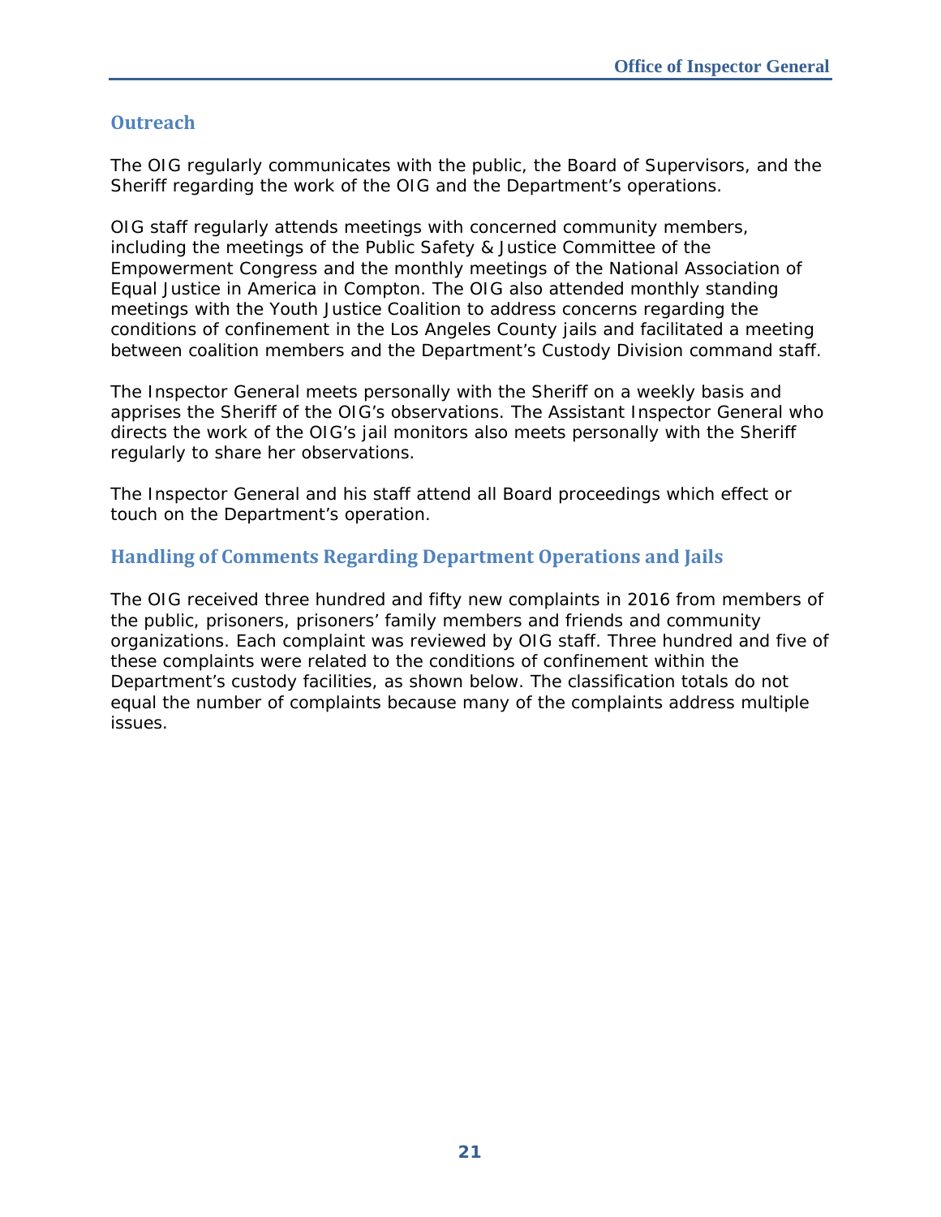## Outreach

The OIG regularly communicates with the public, the Board of Supervisors, and the Sheriff regarding the work of the OIG and the Department's operations.

OIG staff regularly attends meetings with concerned community members, including the meetings of the Public Safety & Justice Committee of the Empowerment Congress and the monthly meetings of the National Association of Equal Justice in America in Compton. The OIG also attended monthly standing meetings with the Youth Justice Coalition to address concerns regarding the conditions of confinement in the Los Angeles County jails and facilitated a meeting between coalition members and the Department's Custody Division command staff.

The Inspector General meets personally with the Sheriff on a weekly basis and apprises the Sheriff of the OIG's observations. The Assistant Inspector General who directs the work of the OIG's jail monitors also meets personally with the Sheriff regularly to share her observations.

The Inspector General and his staff attend all Board proceedings which effect or touch on the Department's operation.

## Handling of Comments Regarding Department Operations and Jails

The OIG received three hundred and fifty new complaints in 2016 from members of the public, prisoners, prisoners' family members and friends and community organizations. Each complaint was reviewed by OIG staff. Three hundred and five of these complaints were related to the conditions of confinement within the Department's custody facilities, as shown below. The classification totals do not equal the number of complaints because many of the complaints address multiple issues.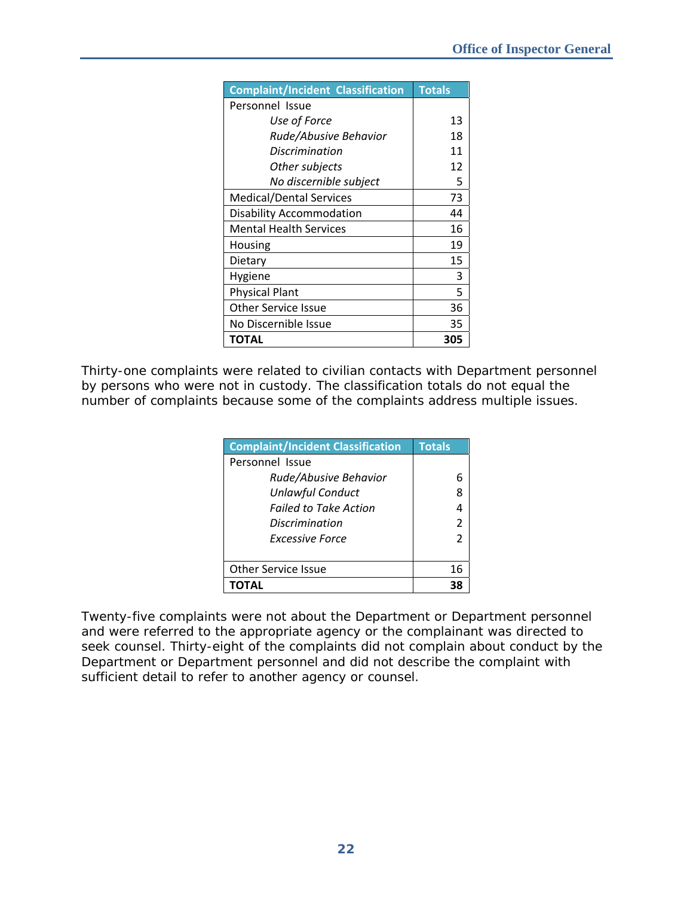| Complaint/Incident Classification | Totals |
|---|---|
| Personnel Issue | |
| *Use of Force* | 13 |
| *Rude/Abusive Behavior* | 18 |
| *Discrimination* | 11 |
| *Other subjects* | 12 |
| *No discernible subject* | 5 |
| Medical/Dental Services | 73 |
| Disability Accommodation | 44 |
| Mental Health Services | 16 |
| Housing | 19 |
| Dietary | 15 |
| Hygiene | 3 |
| Physical Plant | 5 |
| Other Service Issue | 36 |
| No Discernible Issue | 35 |
| **TOTAL** | **305** |

Thirty-one complaints were related to civilian contacts with Department personnel by persons who were not in custody. The classification totals do not equal the number of complaints because some of the complaints address multiple issues.

| Complaint/Incident Classification | Totals |
|---|---|
| Personnel Issue | |
| *Rude/Abusive Behavior* | 6 |
| *Unlawful Conduct* | 8 |
| *Failed to Take Action* | 4 |
| *Discrimination* | 2 |
| *Excessive Force* | 2 |
| Other Service Issue | 16 |
| **TOTAL** | **38** |

Twenty-five complaints were not about the Department or Department personnel and were referred to the appropriate agency or the complainant was directed to seek counsel. Thirty-eight of the complaints did not complain about conduct by the Department or Department personnel and did not describe the complaint with sufficient detail to refer to another agency or counsel.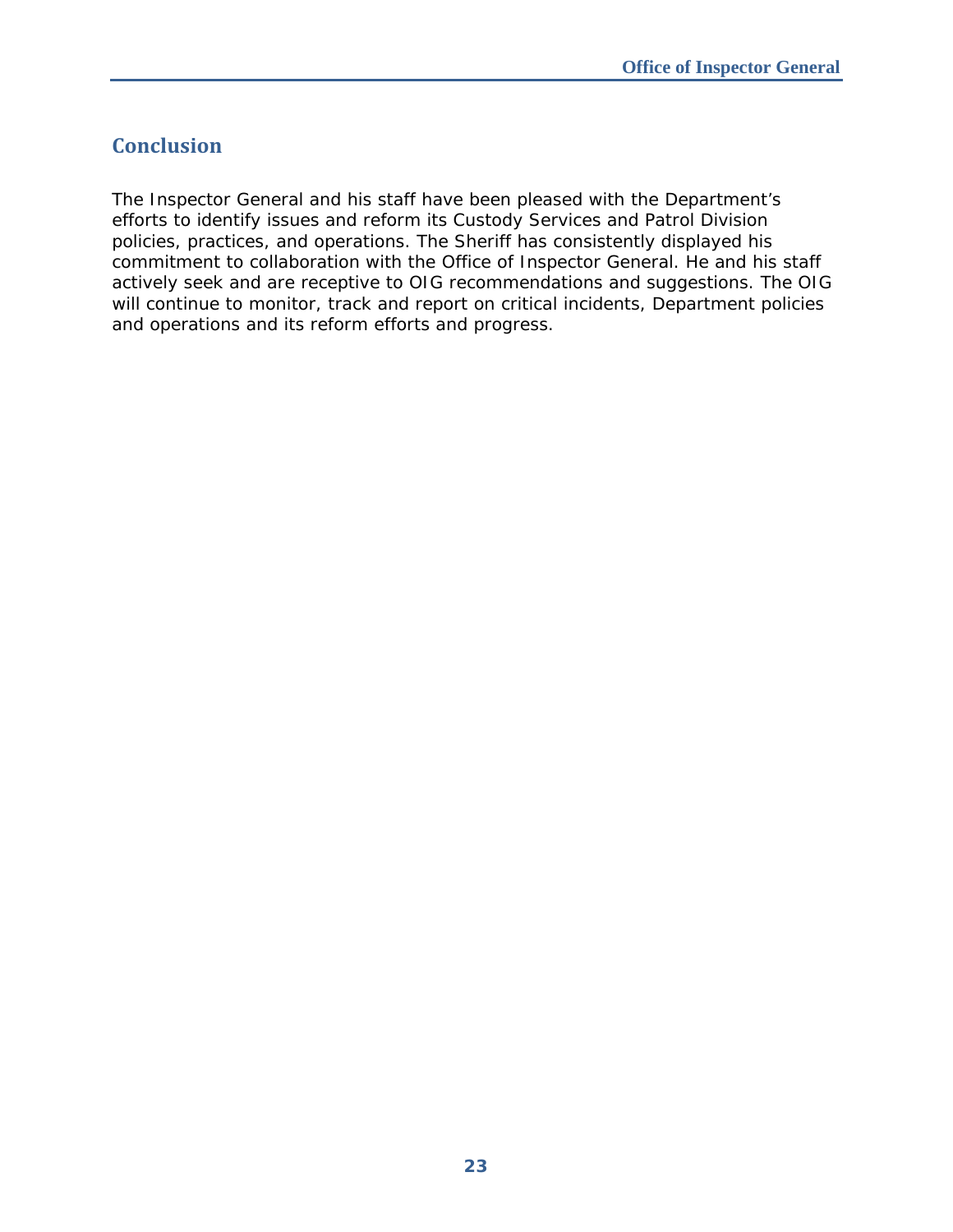## Conclusion

The Inspector General and his staff have been pleased with the Department's efforts to identify issues and reform its Custody Services and Patrol Division policies, practices, and operations. The Sheriff has consistently displayed his commitment to collaboration with the Office of Inspector General. He and his staff actively seek and are receptive to OIG recommendations and suggestions. The OIG will continue to monitor, track and report on critical incidents, Department policies and operations and its reform efforts and progress.